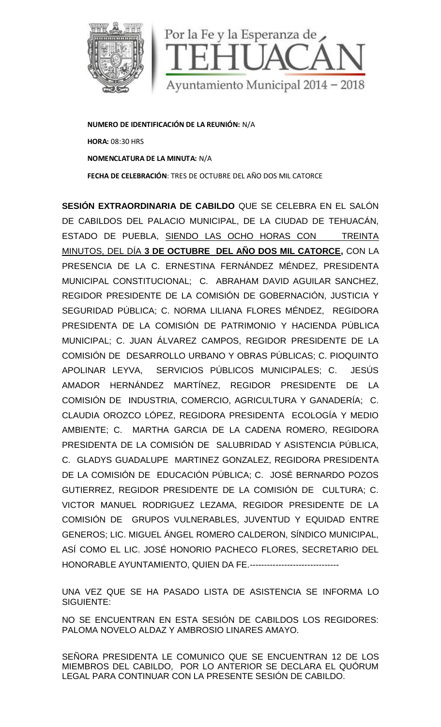Por la Fe y la Esperanza de TEHUACÁN

Ayuntamiento Municipal 2014 – 2018

**NUMERO DE IDENTIFICACIÓN DE LA REUNIÓN:** N/A

**HORA:** 08:30 HRS

**NOMENCLATURA DE LA MINUTA:** N/A

**FECHA DE CELEBRACIÓN**: TRES DE OCTUBRE DEL AÑO DOS MIL CATORCE

**SESIÓN EXTRAORDINARIA DE CABILDO** QUE SE CELEBRA EN EL SALÓN DE CABILDOS DEL PALACIO MUNICIPAL, DE LA CIUDAD DE TEHUACÁN, ESTADO DE PUEBLA, SIENDO LAS OCHO HORAS CON TREINTA MINUTOS, DEL DÍA **3 DE OCTUBRE DEL AÑO DOS MIL CATORCE,** CON LA PRESENCIA DE LA C. ERNESTINA FERNÁNDEZ MÉNDEZ, PRESIDENTA MUNICIPAL CONSTITUCIONAL; C. ABRAHAM DAVID AGUILAR SANCHEZ, REGIDOR PRESIDENTE DE LA COMISIÓN DE GOBERNACIÓN, JUSTICIA Y SEGURIDAD PÚBLICA; C. NORMA LILIANA FLORES MÉNDEZ, REGIDORA PRESIDENTA DE LA COMISIÓN DE PATRIMONIO Y HACIENDA PÚBLICA MUNICIPAL; C. JUAN ÁLVAREZ CAMPOS, REGIDOR PRESIDENTE DE LA COMISIÓN DE DESARROLLO URBANO Y OBRAS PÚBLICAS; C. PIOQUINTO APOLINAR LEYVA, SERVICIOS PÚBLICOS MUNICIPALES; C. JESÚS AMADOR HERNÁNDEZ MARTÍNEZ, REGIDOR PRESIDENTE DE LA COMISIÓN DE INDUSTRIA, COMERCIO, AGRICULTURA Y GANADERÍA; C. CLAUDIA OROZCO LÓPEZ, REGIDORA PRESIDENTA ECOLOGÍA Y MEDIO AMBIENTE; C. MARTHA GARCIA DE LA CADENA ROMERO, REGIDORA PRESIDENTA DE LA COMISIÓN DE SALUBRIDAD Y ASISTENCIA PÚBLICA, C. GLADYS GUADALUPE MARTINEZ GONZALEZ, REGIDORA PRESIDENTA DE LA COMISIÓN DE EDUCACIÓN PÚBLICA; C. JOSÉ BERNARDO POZOS GUTIERREZ, REGIDOR PRESIDENTE DE LA COMISIÓN DE CULTURA; C. VICTOR MANUEL RODRIGUEZ LEZAMA, REGIDOR PRESIDENTE DE LA COMISIÓN DE GRUPOS VULNERABLES, JUVENTUD Y EQUIDAD ENTRE GENEROS; LIC. MIGUEL ÁNGEL ROMERO CALDERON, SÍNDICO MUNICIPAL, ASÍ COMO EL LIC. JOSÉ HONORIO PACHECO FLORES, SECRETARIO DEL HONORABLE AYUNTAMIENTO, QUIEN DA FE.-------------------------------

UNA VEZ QUE SE HA PASADO LISTA DE ASISTENCIA SE INFORMA LO SIGUIENTE:

NO SE ENCUENTRAN EN ESTA SESIÓN DE CABILDOS LOS REGIDORES: PALOMA NOVELO ALDAZ Y AMBROSIO LINARES AMAYO.

SEÑORA PRESIDENTA LE COMUNICO QUE SE ENCUENTRAN 12 DE LOS MIEMBROS DEL CABILDO, POR LO ANTERIOR SE DECLARA EL QUÓRUM LEGAL PARA CONTINUAR CON LA PRESENTE SESIÓN DE CABILDO.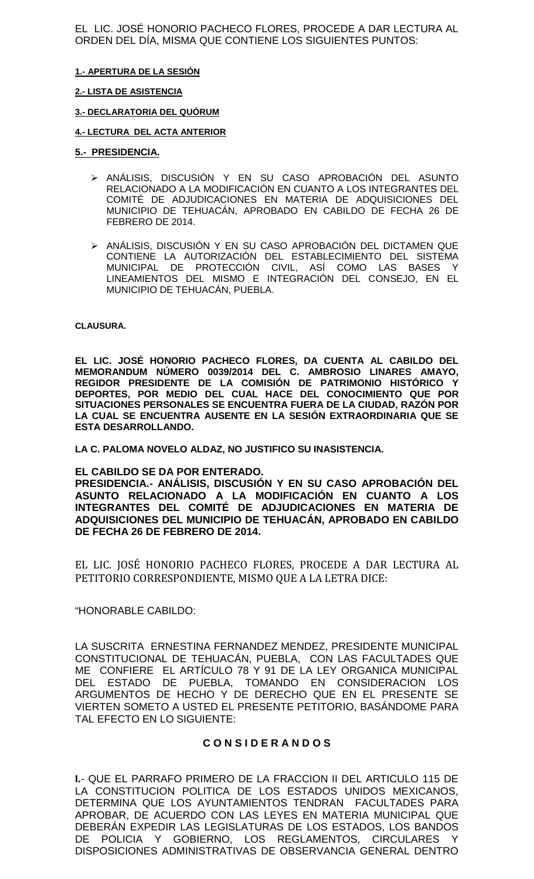EL LIC. JOSÉ HONORIO PACHECO FLORES, PROCEDE A DAR LECTURA AL ORDEN DEL DÍA, MISMA QUE CONTIENE LOS SIGUIENTES PUNTOS:

**1.- APERTURA DE LA SESIÓN**

**2.- LISTA DE ASISTENCIA**

**3.- DECLARATORIA DEL QUÓRUM**

**4.- LECTURA DEL ACTA ANTERIOR**

**5.- PRESIDENCIA.**

- ANÁLISIS, DISCUSIÓN Y EN SU CASO APROBACIÓN DEL ASUNTO RELACIONADO A LA MODIFICACIÓN EN CUANTO A LOS INTEGRANTES DEL COMITÉ DE ADJUDICACIONES EN MATERIA DE ADQUISICIONES DEL MUNICIPIO DE TEHUACÁN, APROBADO EN CABILDO DE FECHA 26 DE FEBRERO DE 2014.

- ANÁLISIS, DISCUSIÓN Y EN SU CASO APROBACIÓN DEL DICTAMEN QUE CONTIENE LA AUTORIZACIÓN DEL ESTABLECIMIENTO DEL SISTEMA MUNICIPAL DE PROTECCIÓN CIVIL, ASÍ COMO LAS BASES Y LINEAMIENTOS DEL MISMO E INTEGRACIÓN DEL CONSEJO, EN EL MUNICIPIO DE TEHUACÁN, PUEBLA.

**CLAUSURA.**

**EL LIC. JOSÉ HONORIO PACHECO FLORES, DA CUENTA AL CABILDO DEL MEMORANDUM NÚMERO 0039/2014 DEL C. AMBROSIO LINARES AMAYO, REGIDOR PRESIDENTE DE LA COMISIÓN DE PATRIMONIO HISTÓRICO Y DEPORTES, POR MEDIO DEL CUAL HACE DEL CONOCIMIENTO QUE POR SITUACIONES PERSONALES SE ENCUENTRA FUERA DE LA CIUDAD, RAZÓN POR LA CUAL SE ENCUENTRA AUSENTE EN LA SESIÓN EXTRAORDINARIA QUE SE ESTA DESARROLLANDO.**

**LA C. PALOMA NOVELO ALDAZ, NO JUSTIFICO SU INASISTENCIA.**

**EL CABILDO SE DA POR ENTERADO.**
**PRESIDENCIA.- ANÁLISIS, DISCUSIÓN Y EN SU CASO APROBACIÓN DEL ASUNTO RELACIONADO A LA MODIFICACIÓN EN CUANTO A LOS INTEGRANTES DEL COMITÉ DE ADJUDICACIONES EN MATERIA DE ADQUISICIONES DEL MUNICIPIO DE TEHUACÁN, APROBADO EN CABILDO DE FECHA 26 DE FEBRERO DE 2014.**

EL LIC. JOSÉ HONORIO PACHECO FLORES, PROCEDE A DAR LECTURA AL PETITORIO CORRESPONDIENTE, MISMO QUE A LA LETRA DICE:

"HONORABLE CABILDO:

LA SUSCRITA ERNESTINA FERNANDEZ MENDEZ, PRESIDENTE MUNICIPAL CONSTITUCIONAL DE TEHUACÁN, PUEBLA, CON LAS FACULTADES QUE ME CONFIERE EL ARTÍCULO 78 Y 91 DE LA LEY ORGANICA MUNICIPAL DEL ESTADO DE PUEBLA, TOMANDO EN CONSIDERACION LOS ARGUMENTOS DE HECHO Y DE DERECHO QUE EN EL PRESENTE SE VIERTEN SOMETO A USTED EL PRESENTE PETITORIO, BASÁNDOME PARA TAL EFECTO EN LO SIGUIENTE:

**C O N S I D E R A N D O S**

**I.**- QUE EL PARRAFO PRIMERO DE LA FRACCION II DEL ARTICULO 115 DE LA CONSTITUCION POLITICA DE LOS ESTADOS UNIDOS MEXICANOS, DETERMINA QUE LOS AYUNTAMIENTOS TENDRAN FACULTADES PARA APROBAR, DE ACUERDO CON LAS LEYES EN MATERIA MUNICIPAL QUE DEBERÁN EXPEDIR LAS LEGISLATURAS DE LOS ESTADOS, LOS BANDOS DE POLICIA Y GOBIERNO, LOS REGLAMENTOS, CIRCULARES Y DISPOSICIONES ADMINISTRATIVAS DE OBSERVANCIA GENERAL DENTRO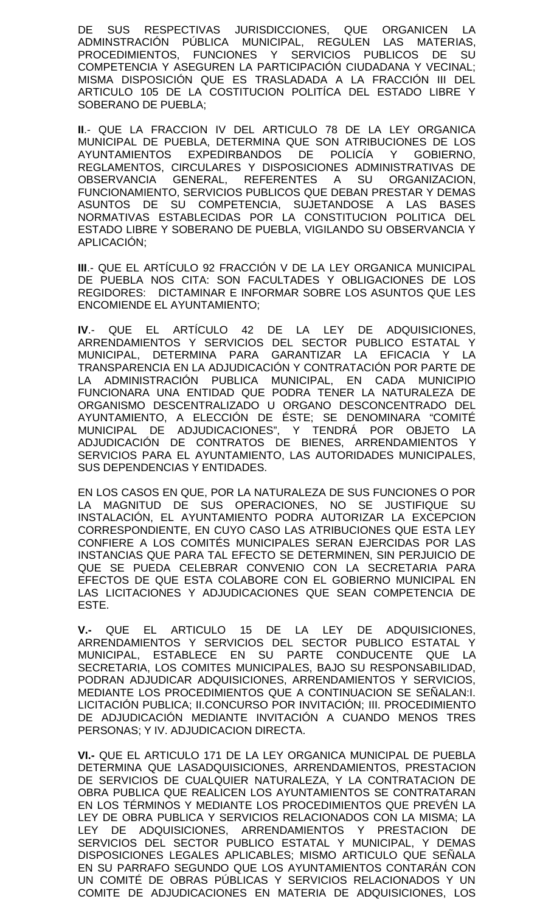DE SUS RESPECTIVAS JURISDICCIONES, QUE ORGANICEN LA ADMINSTRACIÓN PÚBLICA MUNICIPAL, REGULEN LAS MATERIAS, PROCEDIMIENTOS, FUNCIONES Y SERVICIOS PUBLICOS DE SU COMPETENCIA Y ASEGUREN LA PARTICIPACIÓN CIUDADANA Y VECINAL; MISMA DISPOSICIÓN QUE ES TRASLADADA A LA FRACCIÓN III DEL ARTICULO 105 DE LA COSTITUCION POLITÍCA DEL ESTADO LIBRE Y SOBERANO DE PUEBLA;

**II**.- QUE LA FRACCION IV DEL ARTICULO 78 DE LA LEY ORGANICA MUNICIPAL DE PUEBLA, DETERMINA QUE SON ATRIBUCIONES DE LOS AYUNTAMIENTOS EXPEDIRBANDOS DE POLICÍA Y GOBIERNO, REGLAMENTOS, CIRCULARES Y DISPOSICIONES ADMINISTRATIVAS DE OBSERVANCIA GENERAL, REFERENTES A SU ORGANIZACION, FUNCIONAMIENTO, SERVICIOS PUBLICOS QUE DEBAN PRESTAR Y DEMAS ASUNTOS DE SU COMPETENCIA, SUJETANDOSE A LAS BASES NORMATIVAS ESTABLECIDAS POR LA CONSTITUCION POLITICA DEL ESTADO LIBRE Y SOBERANO DE PUEBLA, VIGILANDO SU OBSERVANCIA Y APLICACIÓN;

**III**.- QUE EL ARTÍCULO 92 FRACCIÓN V DE LA LEY ORGANICA MUNICIPAL DE PUEBLA NOS CITA: SON FACULTADES Y OBLIGACIONES DE LOS REGIDORES: DICTAMINAR E INFORMAR SOBRE LOS ASUNTOS QUE LES ENCOMIENDE EL AYUNTAMIENTO;

**IV**.- QUE EL ARTÍCULO 42 DE LA LEY DE ADQUISICIONES, ARRENDAMIENTOS Y SERVICIOS DEL SECTOR PUBLICO ESTATAL Y MUNICIPAL, DETERMINA PARA GARANTIZAR LA EFICACIA Y LA TRANSPARENCIA EN LA ADJUDICACIÓN Y CONTRATACIÓN POR PARTE DE LA ADMINISTRACIÓN PUBLICA MUNICIPAL, EN CADA MUNICIPIO FUNCIONARA UNA ENTIDAD QUE PODRA TENER LA NATURALEZA DE ORGANISMO DESCENTRALIZADO U ORGANO DESCONCENTRADO DEL AYUNTAMIENTO, A ELECCIÓN DE ÉSTE; SE DENOMINARA "COMITÉ MUNICIPAL DE ADJUDICACIONES", Y TENDRÁ POR OBJETO LA ADJUDICACIÓN DE CONTRATOS DE BIENES, ARRENDAMIENTOS Y SERVICIOS PARA EL AYUNTAMIENTO, LAS AUTORIDADES MUNICIPALES, SUS DEPENDENCIAS Y ENTIDADES.

EN LOS CASOS EN QUE, POR LA NATURALEZA DE SUS FUNCIONES O POR LA MAGNITUD DE SUS OPERACIONES, NO SE JUSTIFIQUE SU INSTALACIÓN, EL AYUNTAMIENTO PODRA AUTORIZAR LA EXCEPCION CORRESPONDIENTE, EN CUYO CASO LAS ATRIBUCIONES QUE ESTA LEY CONFIERE A LOS COMITÉS MUNICIPALES SERAN EJERCIDAS POR LAS INSTANCIAS QUE PARA TAL EFECTO SE DETERMINEN, SIN PERJUICIO DE QUE SE PUEDA CELEBRAR CONVENIO CON LA SECRETARIA PARA EFECTOS DE QUE ESTA COLABORE CON EL GOBIERNO MUNICIPAL EN LAS LICITACIONES Y ADJUDICACIONES QUE SEAN COMPETENCIA DE ESTE.

**V.-** QUE EL ARTICULO 15 DE LA LEY DE ADQUISICIONES, ARRENDAMIENTOS Y SERVICIOS DEL SECTOR PUBLICO ESTATAL Y MUNICIPAL, ESTABLECE EN SU PARTE CONDUCENTE QUE LA SECRETARIA, LOS COMITES MUNICIPALES, BAJO SU RESPONSABILIDAD, PODRAN ADJUDICAR ADQUISICIONES, ARRENDAMIENTOS Y SERVICIOS, MEDIANTE LOS PROCEDIMIENTOS QUE A CONTINUACION SE SEÑALAN:I. LICITACIÓN PUBLICA; II.CONCURSO POR INVITACIÓN; III. PROCEDIMIENTO DE ADJUDICACIÓN MEDIANTE INVITACIÓN A CUANDO MENOS TRES PERSONAS; Y IV. ADJUDICACION DIRECTA.

**VI.-** QUE EL ARTICULO 171 DE LA LEY ORGANICA MUNICIPAL DE PUEBLA DETERMINA QUE LASADQUISICIONES, ARRENDAMIENTOS, PRESTACION DE SERVICIOS DE CUALQUIER NATURALEZA, Y LA CONTRATACION DE OBRA PUBLICA QUE REALICEN LOS AYUNTAMIENTOS SE CONTRATARAN EN LOS TÉRMINOS Y MEDIANTE LOS PROCEDIMIENTOS QUE PREVÉN LA LEY DE OBRA PUBLICA Y SERVICIOS RELACIONADOS CON LA MISMA; LA LEY DE ADQUISICIONES, ARRENDAMIENTOS Y PRESTACION DE SERVICIOS DEL SECTOR PUBLICO ESTATAL Y MUNICIPAL, Y DEMAS DISPOSICIONES LEGALES APLICABLES; MISMO ARTICULO QUE SEÑALA EN SU PARRAFO SEGUNDO QUE LOS AYUNTAMIENTOS CONTARÁN CON UN COMITÉ DE OBRAS PÚBLICAS Y SERVICIOS RELACIONADOS Y UN COMITE DE ADJUDICACIONES EN MATERIA DE ADQUISICIONES, LOS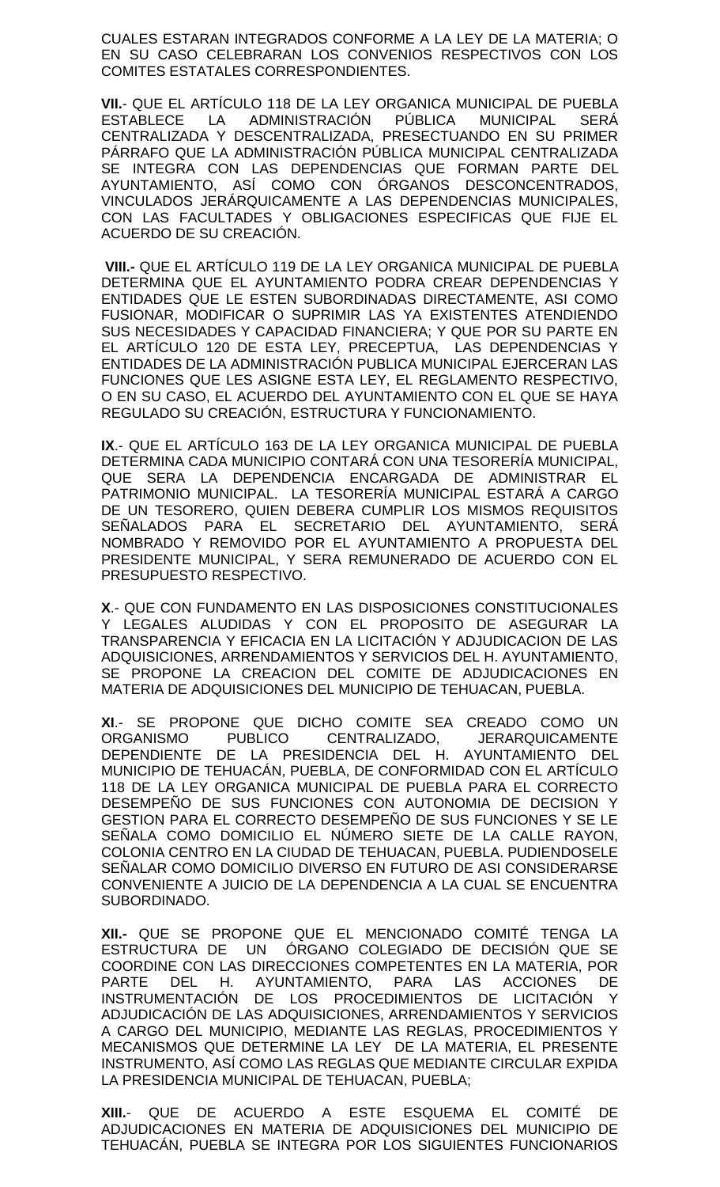CUALES ESTARAN INTEGRADOS CONFORME A LA LEY DE LA MATERIA; O EN SU CASO CELEBRARAN LOS CONVENIOS RESPECTIVOS CON LOS COMITES ESTATALES CORRESPONDIENTES.

**VII.**- QUE EL ARTÍCULO 118 DE LA LEY ORGANICA MUNICIPAL DE PUEBLA ESTABLECE LA ADMINISTRACIÓN PÚBLICA MUNICIPAL SERÁ CENTRALIZADA Y DESCENTRALIZADA, PRESECTUANDO EN SU PRIMER PÁRRAFO QUE LA ADMINISTRACIÓN PÚBLICA MUNICIPAL CENTRALIZADA SE INTEGRA CON LAS DEPENDENCIAS QUE FORMAN PARTE DEL AYUNTAMIENTO, ASÍ COMO CON ÓRGANOS DESCONCENTRADOS, VINCULADOS JERÁRQUICAMENTE A LAS DEPENDENCIAS MUNICIPALES, CON LAS FACULTADES Y OBLIGACIONES ESPECIFICAS QUE FIJE EL ACUERDO DE SU CREACIÓN.

**VIII.-** QUE EL ARTÍCULO 119 DE LA LEY ORGANICA MUNICIPAL DE PUEBLA DETERMINA QUE EL AYUNTAMIENTO PODRA CREAR DEPENDENCIAS Y ENTIDADES QUE LE ESTEN SUBORDINADAS DIRECTAMENTE, ASI COMO FUSIONAR, MODIFICAR O SUPRIMIR LAS YA EXISTENTES ATENDIENDO SUS NECESIDADES Y CAPACIDAD FINANCIERA; Y QUE POR SU PARTE EN EL ARTÍCULO 120 DE ESTA LEY, PRECEPTUA, LAS DEPENDENCIAS Y ENTIDADES DE LA ADMINISTRACIÓN PUBLICA MUNICIPAL EJERCERAN LAS FUNCIONES QUE LES ASIGNE ESTA LEY, EL REGLAMENTO RESPECTIVO, O EN SU CASO, EL ACUERDO DEL AYUNTAMIENTO CON EL QUE SE HAYA REGULADO SU CREACIÓN, ESTRUCTURA Y FUNCIONAMIENTO.

**IX**.- QUE EL ARTÍCULO 163 DE LA LEY ORGANICA MUNICIPAL DE PUEBLA DETERMINA CADA MUNICIPIO CONTARÁ CON UNA TESORERÍA MUNICIPAL, QUE SERA LA DEPENDENCIA ENCARGADA DE ADMINISTRAR EL PATRIMONIO MUNICIPAL. LA TESORERÍA MUNICIPAL ESTARÁ A CARGO DE UN TESORERO, QUIEN DEBERA CUMPLIR LOS MISMOS REQUISITOS SEÑALADOS PARA EL SECRETARIO DEL AYUNTAMIENTO, SERÁ NOMBRADO Y REMOVIDO POR EL AYUNTAMIENTO A PROPUESTA DEL PRESIDENTE MUNICIPAL, Y SERA REMUNERADO DE ACUERDO CON EL PRESUPUESTO RESPECTIVO.

**X**.- QUE CON FUNDAMENTO EN LAS DISPOSICIONES CONSTITUCIONALES Y LEGALES ALUDIDAS Y CON EL PROPOSITO DE ASEGURAR LA TRANSPARENCIA Y EFICACIA EN LA LICITACIÓN Y ADJUDICACION DE LAS ADQUISICIONES, ARRENDAMIENTOS Y SERVICIOS DEL H. AYUNTAMIENTO, SE PROPONE LA CREACION DEL COMITE DE ADJUDICACIONES EN MATERIA DE ADQUISICIONES DEL MUNICIPIO DE TEHUACAN, PUEBLA.

**XI**.- SE PROPONE QUE DICHO COMITE SEA CREADO COMO UN ORGANISMO PUBLICO CENTRALIZADO, JERARQUICAMENTE DEPENDIENTE DE LA PRESIDENCIA DEL H. AYUNTAMIENTO DEL MUNICIPIO DE TEHUACÁN, PUEBLA, DE CONFORMIDAD CON EL ARTÍCULO 118 DE LA LEY ORGANICA MUNICIPAL DE PUEBLA PARA EL CORRECTO DESEMPEÑO DE SUS FUNCIONES CON AUTONOMIA DE DECISION Y GESTION PARA EL CORRECTO DESEMPEÑO DE SUS FUNCIONES Y SE LE SEÑALA COMO DOMICILIO EL NÚMERO SIETE DE LA CALLE RAYON, COLONIA CENTRO EN LA CIUDAD DE TEHUACAN, PUEBLA. PUDIENDOSELE SEÑALAR COMO DOMICILIO DIVERSO EN FUTURO DE ASI CONSIDERARSE CONVENIENTE A JUICIO DE LA DEPENDENCIA A LA CUAL SE ENCUENTRA SUBORDINADO.

**XII.-** QUE SE PROPONE QUE EL MENCIONADO COMITÉ TENGA LA ESTRUCTURA DE UN ÓRGANO COLEGIADO DE DECISIÓN QUE SE COORDINE CON LAS DIRECCIONES COMPETENTES EN LA MATERIA, POR PARTE DEL H. AYUNTAMIENTO, PARA LAS ACCIONES DE INSTRUMENTACIÓN DE LOS PROCEDIMIENTOS DE LICITACIÓN Y ADJUDICACIÓN DE LAS ADQUISICIONES, ARRENDAMIENTOS Y SERVICIOS A CARGO DEL MUNICIPIO, MEDIANTE LAS REGLAS, PROCEDIMIENTOS Y MECANISMOS QUE DETERMINE LA LEY DE LA MATERIA, EL PRESENTE INSTRUMENTO, ASÍ COMO LAS REGLAS QUE MEDIANTE CIRCULAR EXPIDA LA PRESIDENCIA MUNICIPAL DE TEHUACAN, PUEBLA;

**XIII.**- QUE DE ACUERDO A ESTE ESQUEMA EL COMITÉ DE ADJUDICACIONES EN MATERIA DE ADQUISICIONES DEL MUNICIPIO DE TEHUACÁN, PUEBLA SE INTEGRA POR LOS SIGUIENTES FUNCIONARIOS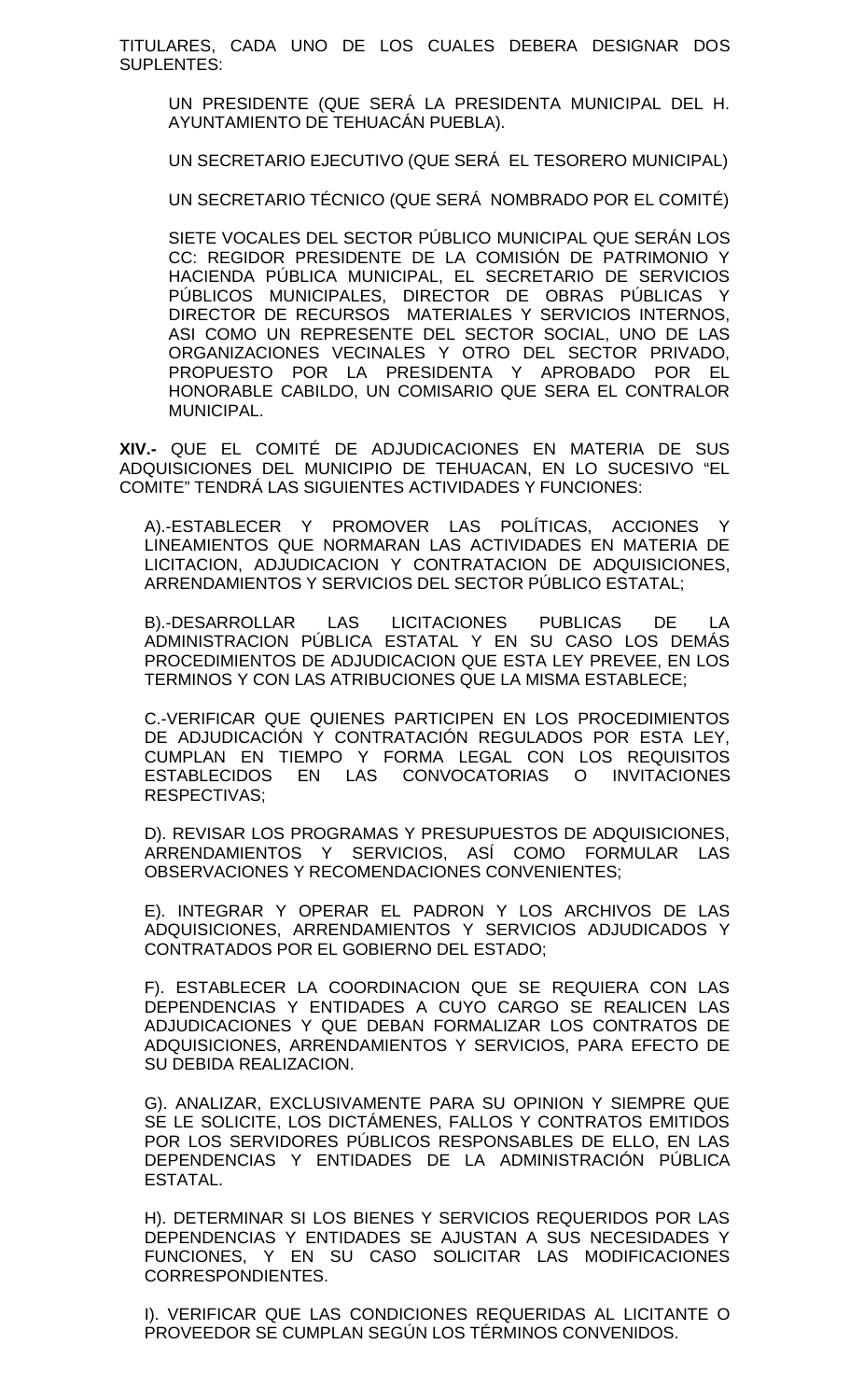TITULARES, CADA UNO DE LOS CUALES DEBERA DESIGNAR DOS SUPLENTES:

UN PRESIDENTE (QUE SERÁ LA PRESIDENTA MUNICIPAL DEL H. AYUNTAMIENTO DE TEHUACÁN PUEBLA).

UN SECRETARIO EJECUTIVO (QUE SERÁ EL TESORERO MUNICIPAL)

UN SECRETARIO TÉCNICO (QUE SERÁ NOMBRADO POR EL COMITÉ)

SIETE VOCALES DEL SECTOR PÚBLICO MUNICIPAL QUE SERÁN LOS CC: REGIDOR PRESIDENTE DE LA COMISIÓN DE PATRIMONIO Y HACIENDA PÚBLICA MUNICIPAL, EL SECRETARIO DE SERVICIOS PÚBLICOS MUNICIPALES, DIRECTOR DE OBRAS PÚBLICAS Y DIRECTOR DE RECURSOS MATERIALES Y SERVICIOS INTERNOS, ASI COMO UN REPRESENTE DEL SECTOR SOCIAL, UNO DE LAS ORGANIZACIONES VECINALES Y OTRO DEL SECTOR PRIVADO, PROPUESTO POR LA PRESIDENTA Y APROBADO POR EL HONORABLE CABILDO, UN COMISARIO QUE SERA EL CONTRALOR MUNICIPAL.

**XIV.-** QUE EL COMITÉ DE ADJUDICACIONES EN MATERIA DE SUS ADQUISICIONES DEL MUNICIPIO DE TEHUACAN, EN LO SUCESIVO "EL COMITE" TENDRÁ LAS SIGUIENTES ACTIVIDADES Y FUNCIONES:

A).-ESTABLECER Y PROMOVER LAS POLÍTICAS, ACCIONES Y LINEAMIENTOS QUE NORMARAN LAS ACTIVIDADES EN MATERIA DE LICITACION, ADJUDICACION Y CONTRATACION DE ADQUISICIONES, ARRENDAMIENTOS Y SERVICIOS DEL SECTOR PÚBLICO ESTATAL;

B).-DESARROLLAR LAS LICITACIONES PUBLICAS DE LA ADMINISTRACION PÚBLICA ESTATAL Y EN SU CASO LOS DEMÁS PROCEDIMIENTOS DE ADJUDICACION QUE ESTA LEY PREVEE, EN LOS TERMINOS Y CON LAS ATRIBUCIONES QUE LA MISMA ESTABLECE;

C.-VERIFICAR QUE QUIENES PARTICIPEN EN LOS PROCEDIMIENTOS DE ADJUDICACIÓN Y CONTRATACIÓN REGULADOS POR ESTA LEY, CUMPLAN EN TIEMPO Y FORMA LEGAL CON LOS REQUISITOS ESTABLECIDOS EN LAS CONVOCATORIAS O INVITACIONES RESPECTIVAS;

D). REVISAR LOS PROGRAMAS Y PRESUPUESTOS DE ADQUISICIONES, ARRENDAMIENTOS Y SERVICIOS, ASÍ COMO FORMULAR LAS OBSERVACIONES Y RECOMENDACIONES CONVENIENTES;

E). INTEGRAR Y OPERAR EL PADRON Y LOS ARCHIVOS DE LAS ADQUISICIONES, ARRENDAMIENTOS Y SERVICIOS ADJUDICADOS Y CONTRATADOS POR EL GOBIERNO DEL ESTADO;

F). ESTABLECER LA COORDINACION QUE SE REQUIERA CON LAS DEPENDENCIAS Y ENTIDADES A CUYO CARGO SE REALICEN LAS ADJUDICACIONES Y QUE DEBAN FORMALIZAR LOS CONTRATOS DE ADQUISICIONES, ARRENDAMIENTOS Y SERVICIOS, PARA EFECTO DE SU DEBIDA REALIZACION.

G). ANALIZAR, EXCLUSIVAMENTE PARA SU OPINION Y SIEMPRE QUE SE LE SOLICITE, LOS DICTÁMENES, FALLOS Y CONTRATOS EMITIDOS POR LOS SERVIDORES PÚBLICOS RESPONSABLES DE ELLO, EN LAS DEPENDENCIAS Y ENTIDADES DE LA ADMINISTRACIÓN PÚBLICA ESTATAL.

H). DETERMINAR SI LOS BIENES Y SERVICIOS REQUERIDOS POR LAS DEPENDENCIAS Y ENTIDADES SE AJUSTAN A SUS NECESIDADES Y FUNCIONES, Y EN SU CASO SOLICITAR LAS MODIFICACIONES CORRESPONDIENTES.

I). VERIFICAR QUE LAS CONDICIONES REQUERIDAS AL LICITANTE O PROVEEDOR SE CUMPLAN SEGÚN LOS TÉRMINOS CONVENIDOS.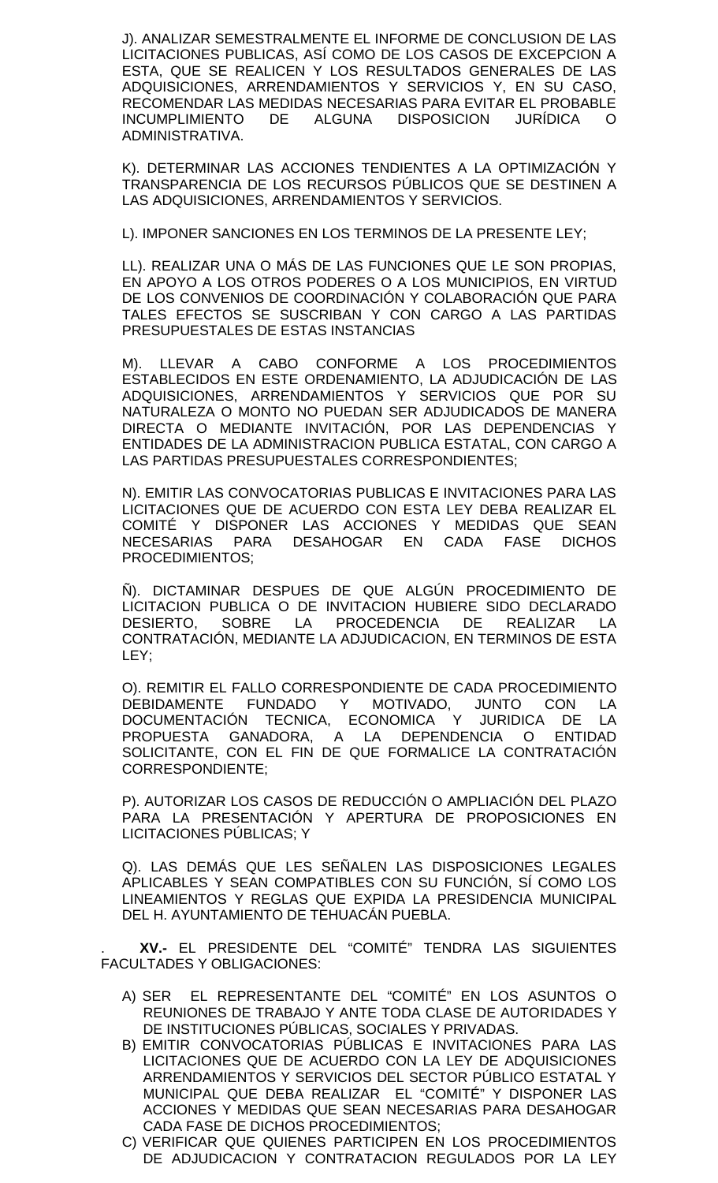J). ANALIZAR SEMESTRALMENTE EL INFORME DE CONCLUSION DE LAS LICITACIONES PUBLICAS, ASÍ COMO DE LOS CASOS DE EXCEPCION A ESTA, QUE SE REALICEN Y LOS RESULTADOS GENERALES DE LAS ADQUISICIONES, ARRENDAMIENTOS Y SERVICIOS Y, EN SU CASO, RECOMENDAR LAS MEDIDAS NECESARIAS PARA EVITAR EL PROBABLE INCUMPLIMIENTO DE ALGUNA DISPOSICION JURÍDICA O ADMINISTRATIVA.

K). DETERMINAR LAS ACCIONES TENDIENTES A LA OPTIMIZACIÓN Y TRANSPARENCIA DE LOS RECURSOS PÚBLICOS QUE SE DESTINEN A LAS ADQUISICIONES, ARRENDAMIENTOS Y SERVICIOS.

L). IMPONER SANCIONES EN LOS TERMINOS DE LA PRESENTE LEY;

LL). REALIZAR UNA O MÁS DE LAS FUNCIONES QUE LE SON PROPIAS, EN APOYO A LOS OTROS PODERES O A LOS MUNICIPIOS, EN VIRTUD DE LOS CONVENIOS DE COORDINACIÓN Y COLABORACIÓN QUE PARA TALES EFECTOS SE SUSCRIBAN Y CON CARGO A LAS PARTIDAS PRESUPUESTALES DE ESTAS INSTANCIAS

M). LLEVAR A CABO CONFORME A LOS PROCEDIMIENTOS ESTABLECIDOS EN ESTE ORDENAMIENTO, LA ADJUDICACIÓN DE LAS ADQUISICIONES, ARRENDAMIENTOS Y SERVICIOS QUE POR SU NATURALEZA O MONTO NO PUEDAN SER ADJUDICADOS DE MANERA DIRECTA O MEDIANTE INVITACIÓN, POR LAS DEPENDENCIAS Y ENTIDADES DE LA ADMINISTRACION PUBLICA ESTATAL, CON CARGO A LAS PARTIDAS PRESUPUESTALES CORRESPONDIENTES;

N). EMITIR LAS CONVOCATORIAS PUBLICAS E INVITACIONES PARA LAS LICITACIONES QUE DE ACUERDO CON ESTA LEY DEBA REALIZAR EL COMITÉ Y DISPONER LAS ACCIONES Y MEDIDAS QUE SEAN NECESARIAS PARA DESAHOGAR EN CADA FASE DICHOS PROCEDIMIENTOS;

Ñ). DICTAMINAR DESPUES DE QUE ALGÚN PROCEDIMIENTO DE LICITACION PUBLICA O DE INVITACION HUBIERE SIDO DECLARADO DESIERTO, SOBRE LA PROCEDENCIA DE REALIZAR LA CONTRATACIÓN, MEDIANTE LA ADJUDICACION, EN TERMINOS DE ESTA LEY;

O). REMITIR EL FALLO CORRESPONDIENTE DE CADA PROCEDIMIENTO DEBIDAMENTE FUNDADO Y MOTIVADO, JUNTO CON LA DOCUMENTACIÓN TECNICA, ECONOMICA Y JURIDICA DE LA PROPUESTA GANADORA, A LA DEPENDENCIA O ENTIDAD SOLICITANTE, CON EL FIN DE QUE FORMALICE LA CONTRATACIÓN CORRESPONDIENTE;

P). AUTORIZAR LOS CASOS DE REDUCCIÓN O AMPLIACIÓN DEL PLAZO PARA LA PRESENTACIÓN Y APERTURA DE PROPOSICIONES EN LICITACIONES PÚBLICAS; Y

Q). LAS DEMÁS QUE LES SEÑALEN LAS DISPOSICIONES LEGALES APLICABLES Y SEAN COMPATIBLES CON SU FUNCIÓN, SÍ COMO LOS LINEAMIENTOS Y REGLAS QUE EXPIDA LA PRESIDENCIA MUNICIPAL DEL H. AYUNTAMIENTO DE TEHUACÁN PUEBLA.

**XV.-** EL PRESIDENTE DEL "COMITÉ" TENDRA LAS SIGUIENTES FACULTADES Y OBLIGACIONES:

A) SER EL REPRESENTANTE DEL "COMITÉ" EN LOS ASUNTOS O REUNIONES DE TRABAJO Y ANTE TODA CLASE DE AUTORIDADES Y DE INSTITUCIONES PÚBLICAS, SOCIALES Y PRIVADAS.
B) EMITIR CONVOCATORIAS PÚBLICAS E INVITACIONES PARA LAS LICITACIONES QUE DE ACUERDO CON LA LEY DE ADQUISICIONES ARRENDAMIENTOS Y SERVICIOS DEL SECTOR PÚBLICO ESTATAL Y MUNICIPAL QUE DEBA REALIZAR EL "COMITÉ" Y DISPONER LAS ACCIONES Y MEDIDAS QUE SEAN NECESARIAS PARA DESAHOGAR CADA FASE DE DICHOS PROCEDIMIENTOS;
C) VERIFICAR QUE QUIENES PARTICIPEN EN LOS PROCEDIMIENTOS DE ADJUDICACION Y CONTRATACION REGULADOS POR LA LEY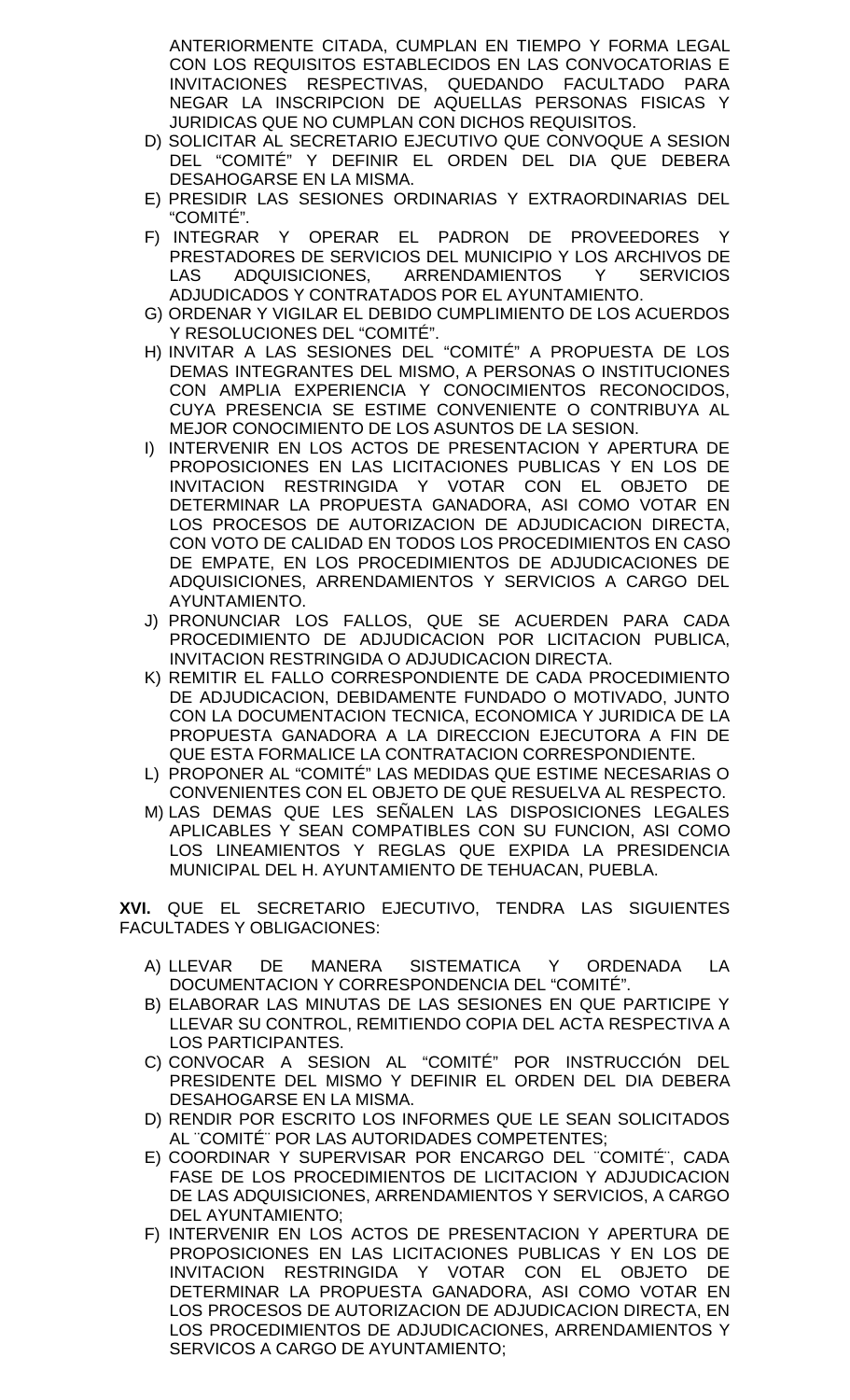ANTERIORMENTE CITADA, CUMPLAN EN TIEMPO Y FORMA LEGAL CON LOS REQUISITOS ESTABLECIDOS EN LAS CONVOCATORIAS E INVITACIONES RESPECTIVAS, QUEDANDO FACULTADO PARA NEGAR LA INSCRIPCION DE AQUELLAS PERSONAS FISICAS Y JURIDICAS QUE NO CUMPLAN CON DICHOS REQUISITOS.

D) SOLICITAR AL SECRETARIO EJECUTIVO QUE CONVOQUE A SESION DEL “COMITÉ” Y DEFINIR EL ORDEN DEL DIA QUE DEBERA DESAHOGARSE EN LA MISMA.

E) PRESIDIR LAS SESIONES ORDINARIAS Y EXTRAORDINARIAS DEL “COMITÉ”.

F) INTEGRAR Y OPERAR EL PADRON DE PROVEEDORES Y PRESTADORES DE SERVICIOS DEL MUNICIPIO Y LOS ARCHIVOS DE LAS ADQUISICIONES, ARRENDAMIENTOS Y SERVICIOS ADJUDICADOS Y CONTRATADOS POR EL AYUNTAMIENTO.

G) ORDENAR Y VIGILAR EL DEBIDO CUMPLIMIENTO DE LOS ACUERDOS Y RESOLUCIONES DEL “COMITÉ”.

H) INVITAR A LAS SESIONES DEL “COMITÉ” A PROPUESTA DE LOS DEMAS INTEGRANTES DEL MISMO, A PERSONAS O INSTITUCIONES CON AMPLIA EXPERIENCIA Y CONOCIMIENTOS RECONOCIDOS, CUYA PRESENCIA SE ESTIME CONVENIENTE O CONTRIBUYA AL MEJOR CONOCIMIENTO DE LOS ASUNTOS DE LA SESION.

I) INTERVENIR EN LOS ACTOS DE PRESENTACION Y APERTURA DE PROPOSICIONES EN LAS LICITACIONES PUBLICAS Y EN LOS DE INVITACION RESTRINGIDA Y VOTAR CON EL OBJETO DE DETERMINAR LA PROPUESTA GANADORA, ASI COMO VOTAR EN LOS PROCESOS DE AUTORIZACION DE ADJUDICACION DIRECTA, CON VOTO DE CALIDAD EN TODOS LOS PROCEDIMIENTOS EN CASO DE EMPATE, EN LOS PROCEDIMIENTOS DE ADJUDICACIONES DE ADQUISICIONES, ARRENDAMIENTOS Y SERVICIOS A CARGO DEL AYUNTAMIENTO.

J) PRONUNCIAR LOS FALLOS, QUE SE ACUERDEN PARA CADA PROCEDIMIENTO DE ADJUDICACION POR LICITACION PUBLICA, INVITACION RESTRINGIDA O ADJUDICACION DIRECTA.

K) REMITIR EL FALLO CORRESPONDIENTE DE CADA PROCEDIMIENTO DE ADJUDICACION, DEBIDAMENTE FUNDADO O MOTIVADO, JUNTO CON LA DOCUMENTACION TECNICA, ECONOMICA Y JURIDICA DE LA PROPUESTA GANADORA A LA DIRECCION EJECUTORA A FIN DE QUE ESTA FORMALICE LA CONTRATACION CORRESPONDIENTE.

L) PROPONER AL “COMITÉ” LAS MEDIDAS QUE ESTIME NECESARIAS O CONVENIENTES CON EL OBJETO DE QUE RESUELVA AL RESPECTO.

M) LAS DEMAS QUE LES SEÑALEN LAS DISPOSICIONES LEGALES APLICABLES Y SEAN COMPATIBLES CON SU FUNCION, ASI COMO LOS LINEAMIENTOS Y REGLAS QUE EXPIDA LA PRESIDENCIA MUNICIPAL DEL H. AYUNTAMIENTO DE TEHUACAN, PUEBLA.

**XVI.** QUE EL SECRETARIO EJECUTIVO, TENDRA LAS SIGUIENTES FACULTADES Y OBLIGACIONES:

A) LLEVAR DE MANERA SISTEMATICA Y ORDENADA LA DOCUMENTACION Y CORRESPONDENCIA DEL “COMITÉ”.

B) ELABORAR LAS MINUTAS DE LAS SESIONES EN QUE PARTICIPE Y LLEVAR SU CONTROL, REMITIENDO COPIA DEL ACTA RESPECTIVA A LOS PARTICIPANTES.

C) CONVOCAR A SESION AL “COMITÉ” POR INSTRUCCIÓN DEL PRESIDENTE DEL MISMO Y DEFINIR EL ORDEN DEL DIA DEBERA DESAHOGARSE EN LA MISMA.

D) RENDIR POR ESCRITO LOS INFORMES QUE LE SEAN SOLICITADOS AL ¨COMITÉ¨ POR LAS AUTORIDADES COMPETENTES;

E) COORDINAR Y SUPERVISAR POR ENCARGO DEL ¨COMITÉ¨, CADA FASE DE LOS PROCEDIMIENTOS DE LICITACION Y ADJUDICACION DE LAS ADQUISICIONES, ARRENDAMIENTOS Y SERVICIOS, A CARGO DEL AYUNTAMIENTO;

F) INTERVENIR EN LOS ACTOS DE PRESENTACION Y APERTURA DE PROPOSICIONES EN LAS LICITACIONES PUBLICAS Y EN LOS DE INVITACION RESTRINGIDA Y VOTAR CON EL OBJETO DE DETERMINAR LA PROPUESTA GANADORA, ASI COMO VOTAR EN LOS PROCESOS DE AUTORIZACION DE ADJUDICACION DIRECTA, EN LOS PROCEDIMIENTOS DE ADJUDICACIONES, ARRENDAMIENTOS Y SERVICOS A CARGO DE AYUNTAMIENTO;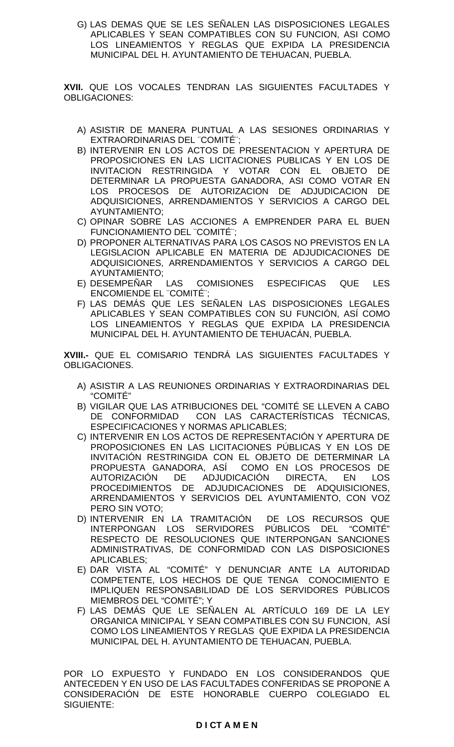G) LAS DEMAS QUE SE LES SEÑALEN LAS DISPOSICIONES LEGALES APLICABLES Y SEAN COMPATIBLES CON SU FUNCION, ASI COMO LOS LINEAMIENTOS Y REGLAS QUE EXPIDA LA PRESIDENCIA MUNICIPAL DEL H. AYUNTAMIENTO DE TEHUACAN, PUEBLA.

**XVII.** QUE LOS VOCALES TENDRAN LAS SIGUIENTES FACULTADES Y OBLIGACIONES:

A) ASISTIR DE MANERA PUNTUAL A LAS SESIONES ORDINARIAS Y EXTRAORDINARIAS DEL ¨COMITÉ¨;
B) INTERVENIR EN LOS ACTOS DE PRESENTACION Y APERTURA DE PROPOSICIONES EN LAS LICITACIONES PUBLICAS Y EN LOS DE INVITACION RESTRINGIDA Y VOTAR CON EL OBJETO DE DETERMINAR LA PROPUESTA GANADORA, ASI COMO VOTAR EN LOS PROCESOS DE AUTORIZACION DE ADJUDICACION DE ADQUISICIONES, ARRENDAMIENTOS Y SERVICIOS A CARGO DEL AYUNTAMIENTO;
C) OPINAR SOBRE LAS ACCIONES A EMPRENDER PARA EL BUEN FUNCIONAMIENTO DEL ¨COMITÉ¨;
D) PROPONER ALTERNATIVAS PARA LOS CASOS NO PREVISTOS EN LA LEGISLACION APLICABLE EN MATERIA DE ADJUDICACIONES DE ADQUISICIONES, ARRENDAMIENTOS Y SERVICIOS A CARGO DEL AYUNTAMIENTO;
E) DESEMPEÑAR LAS COMISIONES ESPECIFICAS QUE LES ENCOMIENDE EL ¨COMITÉ¨;
F) LAS DEMÁS QUE LES SEÑALEN LAS DISPOSICIONES LEGALES APLICABLES Y SEAN COMPATIBLES CON SU FUNCIÓN, ASÍ COMO LOS LINEAMIENTOS Y REGLAS QUE EXPIDA LA PRESIDENCIA MUNICIPAL DEL H. AYUNTAMIENTO DE TEHUACÁN, PUEBLA.

**XVIII.-** QUE EL COMISARIO TENDRÁ LAS SIGUIENTES FACULTADES Y OBLIGACIONES.

A) ASISTIR A LAS REUNIONES ORDINARIAS Y EXTRAORDINARIAS DEL "COMITÉ"
B) VIGILAR QUE LAS ATRIBUCIONES DEL "COMITÉ SE LLEVEN A CABO DE CONFORMIDAD CON LAS CARACTERÍSTICAS TÉCNICAS, ESPECIFICACIONES Y NORMAS APLICABLES;
C) INTERVENIR EN LOS ACTOS DE REPRESENTACIÓN Y APERTURA DE PROPOSICIONES EN LAS LICITACIONES PÚBLICAS Y EN LOS DE INVITACIÓN RESTRINGIDA CON EL OBJETO DE DETERMINAR LA PROPUESTA GANADORA, ASÍ COMO EN LOS PROCESOS DE AUTORIZACIÓN DE ADJUDICACIÓN DIRECTA, EN LOS PROCEDIMIENTOS DE ADJUDICACIONES DE ADQUISICIONES, ARRENDAMIENTOS Y SERVICIOS DEL AYUNTAMIENTO, CON VOZ PERO SIN VOTO;
D) INTERVENIR EN LA TRAMITACIÓN DE LOS RECURSOS QUE INTERPONGAN LOS SERVIDORES PÚBLICOS DEL "COMITÉ" RESPECTO DE RESOLUCIONES QUE INTERPONGAN SANCIONES ADMINISTRATIVAS, DE CONFORMIDAD CON LAS DISPOSICIONES APLICABLES;
E) DAR VISTA AL "COMITÉ" Y DENUNCIAR ANTE LA AUTORIDAD COMPETENTE, LOS HECHOS DE QUE TENGA CONOCIMIENTO E IMPLIQUEN RESPONSABILIDAD DE LOS SERVIDORES PÚBLICOS MIEMBROS DEL "COMITÉ"; Y
F) LAS DEMÁS QUE LE SEÑALEN AL ARTÍCULO 169 DE LA LEY ORGANICA MINICIPAL Y SEAN COMPATIBLES CON SU FUNCION, ASÍ COMO LOS LINEAMIENTOS Y REGLAS QUE EXPIDA LA PRESIDENCIA MUNICIPAL DEL H. AYUNTAMIENTO DE TEHUACAN, PUEBLA.

POR LO EXPUESTO Y FUNDADO EN LOS CONSIDERANDOS QUE ANTECEDEN Y EN USO DE LAS FACULTADES CONFERIDAS SE PROPONE A CONSIDERACIÓN DE ESTE HONORABLE CUERPO COLEGIADO EL SIGUIENTE:

**D I C T A M E N**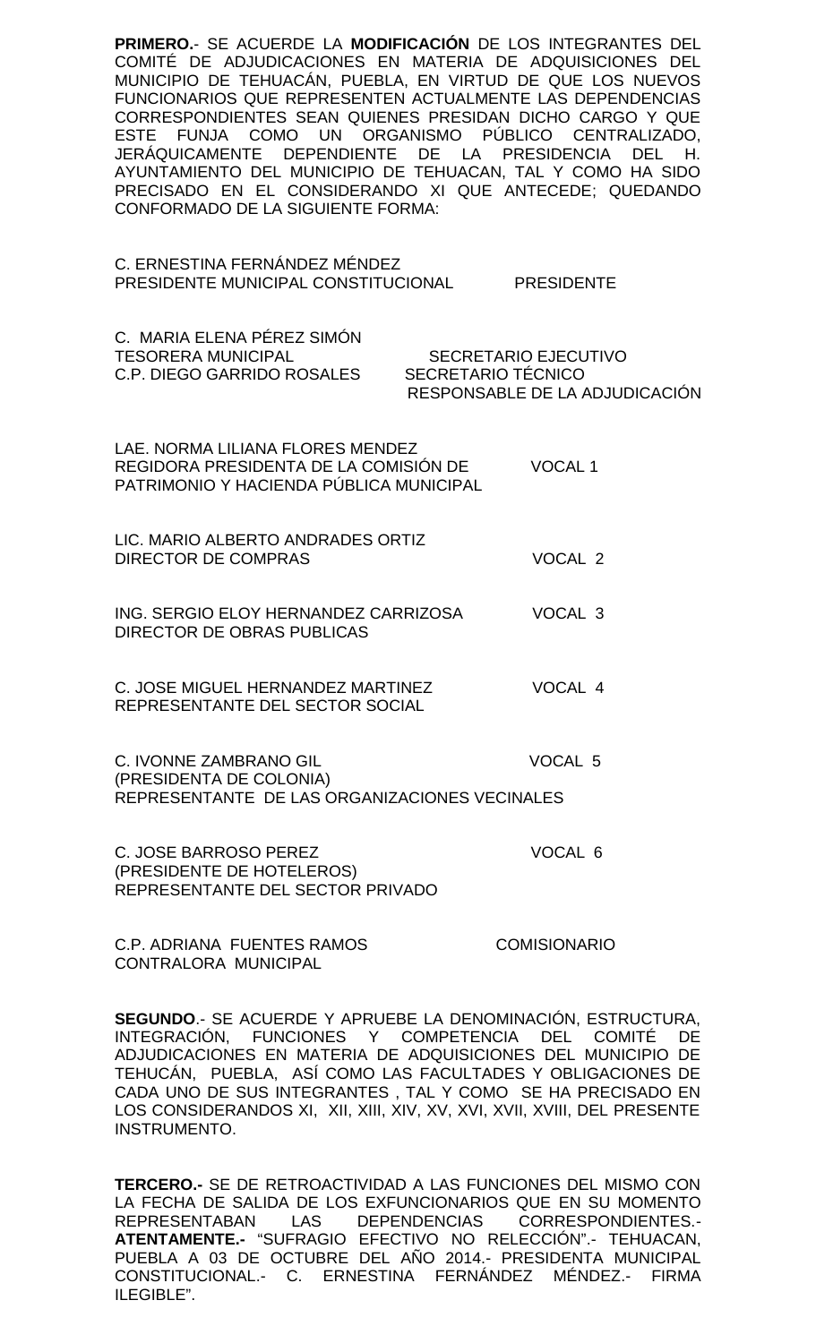**PRIMERO.**- SE ACUERDE LA **MODIFICACIÓN** DE LOS INTEGRANTES DEL COMITÉ DE ADJUDICACIONES EN MATERIA DE ADQUISICIONES DEL MUNICIPIO DE TEHUACÁN, PUEBLA, EN VIRTUD DE QUE LOS NUEVOS FUNCIONARIOS QUE REPRESENTEN ACTUALMENTE LAS DEPENDENCIAS CORRESPONDIENTES SEAN QUIENES PRESIDAN DICHO CARGO Y QUE ESTE FUNJA COMO UN ORGANISMO PÚBLICO CENTRALIZADO, JERÁQUICAMENTE DEPENDIENTE DE LA PRESIDENCIA DEL H. AYUNTAMIENTO DEL MUNICIPIO DE TEHUACAN, TAL Y COMO HA SIDO PRECISADO EN EL CONSIDERANDO XI QUE ANTECEDE; QUEDANDO CONFORMADO DE LA SIGUIENTE FORMA:

C. ERNESTINA FERNÁNDEZ MÉNDEZ
PRESIDENTE MUNICIPAL CONSTITUCIONAL — PRESIDENTE

C. MARIA ELENA PÉREZ SIMÓN
TESORERA MUNICIPAL — SECRETARIO EJECUTIVO
C.P. DIEGO GARRIDO ROSALES — SECRETARIO TÉCNICO
RESPONSABLE DE LA ADJUDICACIÓN

LAE. NORMA LILIANA FLORES MENDEZ
REGIDORA PRESIDENTA DE LA COMISIÓN DE PATRIMONIO Y HACIENDA PÚBLICA MUNICIPAL — VOCAL 1

LIC. MARIO ALBERTO ANDRADES ORTIZ
DIRECTOR DE COMPRAS — VOCAL 2

ING. SERGIO ELOY HERNANDEZ CARRIZOSA — VOCAL 3
DIRECTOR DE OBRAS PUBLICAS

C. JOSE MIGUEL HERNANDEZ MARTINEZ — VOCAL 4
REPRESENTANTE DEL SECTOR SOCIAL

C. IVONNE ZAMBRANO GIL — VOCAL 5
(PRESIDENTA DE COLONIA)
REPRESENTANTE DE LAS ORGANIZACIONES VECINALES

C. JOSE BARROSO PEREZ — VOCAL 6
(PRESIDENTE DE HOTELEROS)
REPRESENTANTE DEL SECTOR PRIVADO

C.P. ADRIANA FUENTES RAMOS — COMISIONARIO
CONTRALORA MUNICIPAL

**SEGUNDO**.- SE ACUERDE Y APRUEBE LA DENOMINACIÓN, ESTRUCTURA, INTEGRACIÓN, FUNCIONES Y COMPETENCIA DEL COMITÉ DE ADJUDICACIONES EN MATERIA DE ADQUISICIONES DEL MUNICIPIO DE TEHUCÁN, PUEBLA, ASÍ COMO LAS FACULTADES Y OBLIGACIONES DE CADA UNO DE SUS INTEGRANTES , TAL Y COMO SE HA PRECISADO EN LOS CONSIDERANDOS XI, XII, XIII, XIV, XV, XVI, XVII, XVIII, DEL PRESENTE INSTRUMENTO.

**TERCERO.-** SE DE RETROACTIVIDAD A LAS FUNCIONES DEL MISMO CON LA FECHA DE SALIDA DE LOS EXFUNCIONARIOS QUE EN SU MOMENTO REPRESENTABAN LAS DEPENDENCIAS CORRESPONDIENTES.- **ATENTAMENTE.-** "SUFRAGIO EFECTIVO NO RELECCIÓN".- TEHUACAN, PUEBLA A 03 DE OCTUBRE DEL AÑO 2014.- PRESIDENTA MUNICIPAL CONSTITUCIONAL.- C. ERNESTINA FERNÁNDEZ MÉNDEZ.- FIRMA ILEGIBLE".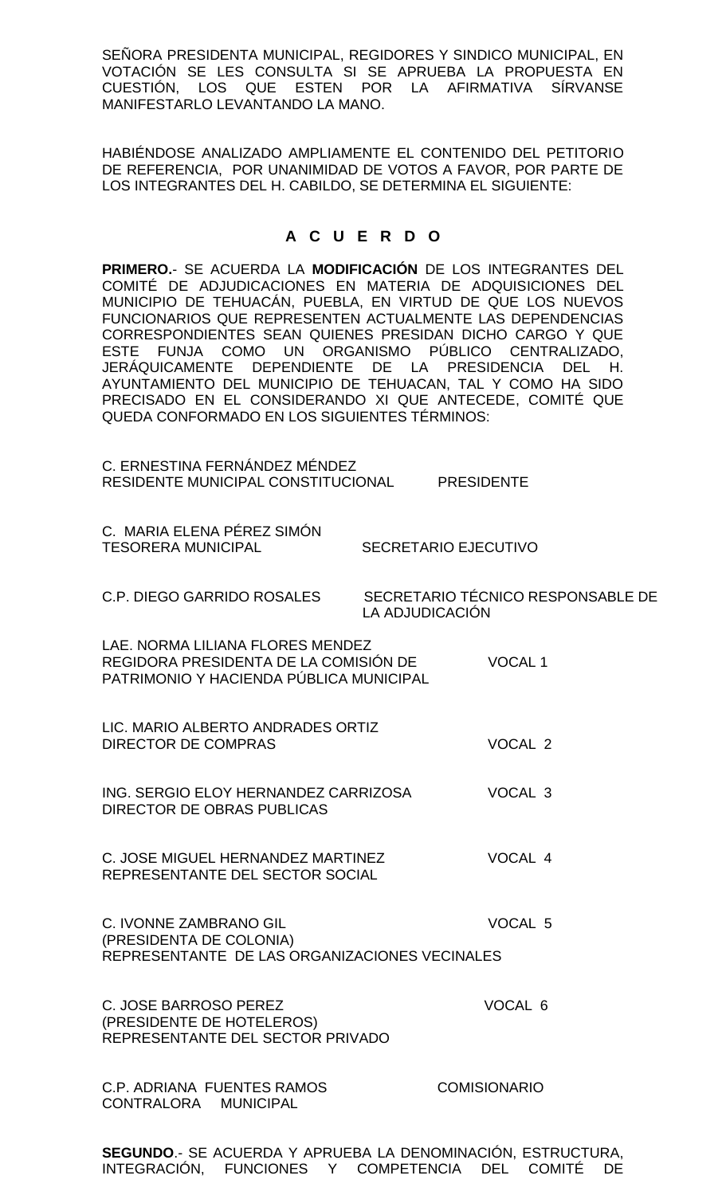SEÑORA PRESIDENTA MUNICIPAL, REGIDORES Y SINDICO MUNICIPAL, EN VOTACIÓN SE LES CONSULTA SI SE APRUEBA LA PROPUESTA EN CUESTIÓN, LOS QUE ESTEN POR LA AFIRMATIVA SÍRVANSE MANIFESTARLO LEVANTANDO LA MANO.

HABIÉNDOSE ANALIZADO AMPLIAMENTE EL CONTENIDO DEL PETITORIO DE REFERENCIA, POR UNANIMIDAD DE VOTOS A FAVOR, POR PARTE DE LOS INTEGRANTES DEL H. CABILDO, SE DETERMINA EL SIGUIENTE:

**A C U E R D O**

**PRIMERO.**- SE ACUERDA LA **MODIFICACIÓN** DE LOS INTEGRANTES DEL COMITÉ DE ADJUDICACIONES EN MATERIA DE ADQUISICIONES DEL MUNICIPIO DE TEHUACÁN, PUEBLA, EN VIRTUD DE QUE LOS NUEVOS FUNCIONARIOS QUE REPRESENTEN ACTUALMENTE LAS DEPENDENCIAS CORRESPONDIENTES SEAN QUIENES PRESIDAN DICHO CARGO Y QUE ESTE FUNJA COMO UN ORGANISMO PÚBLICO CENTRALIZADO, JERÁQUICAMENTE DEPENDIENTE DE LA PRESIDENCIA DEL H. AYUNTAMIENTO DEL MUNICIPIO DE TEHUACAN, TAL Y COMO HA SIDO PRECISADO EN EL CONSIDERANDO XI QUE ANTECEDE, COMITÉ QUE QUEDA CONFORMADO EN LOS SIGUIENTES TÉRMINOS:

| | |
|---|---|
| C. ERNESTINA FERNÁNDEZ MÉNDEZ<br>RESIDENTE MUNICIPAL CONSTITUCIONAL | PRESIDENTE |
| C. MARIA ELENA PÉREZ SIMÓN<br>TESORERA MUNICIPAL | SECRETARIO EJECUTIVO |
| C.P. DIEGO GARRIDO ROSALES | SECRETARIO TÉCNICO RESPONSABLE DE LA ADJUDICACIÓN |
| LAE. NORMA LILIANA FLORES MENDEZ<br>REGIDORA PRESIDENTA DE LA COMISIÓN DE PATRIMONIO Y HACIENDA PÚBLICA MUNICIPAL | VOCAL 1 |
| LIC. MARIO ALBERTO ANDRADES ORTIZ<br>DIRECTOR DE COMPRAS | VOCAL 2 |
| ING. SERGIO ELOY HERNANDEZ CARRIZOSA<br>DIRECTOR DE OBRAS PUBLICAS | VOCAL 3 |
| C. JOSE MIGUEL HERNANDEZ MARTINEZ<br>REPRESENTANTE DEL SECTOR SOCIAL | VOCAL 4 |
| C. IVONNE ZAMBRANO GIL<br>(PRESIDENTA DE COLONIA)<br>REPRESENTANTE DE LAS ORGANIZACIONES VECINALES | VOCAL 5 |
| C. JOSE BARROSO PEREZ<br>(PRESIDENTE DE HOTELEROS)<br>REPRESENTANTE DEL SECTOR PRIVADO | VOCAL 6 |
| C.P. ADRIANA FUENTES RAMOS<br>CONTRALORA MUNICIPAL | COMISIONARIO |

**SEGUNDO**.- SE ACUERDA Y APRUEBA LA DENOMINACIÓN, ESTRUCTURA, INTEGRACIÓN, FUNCIONES Y COMPETENCIA DEL COMITÉ DE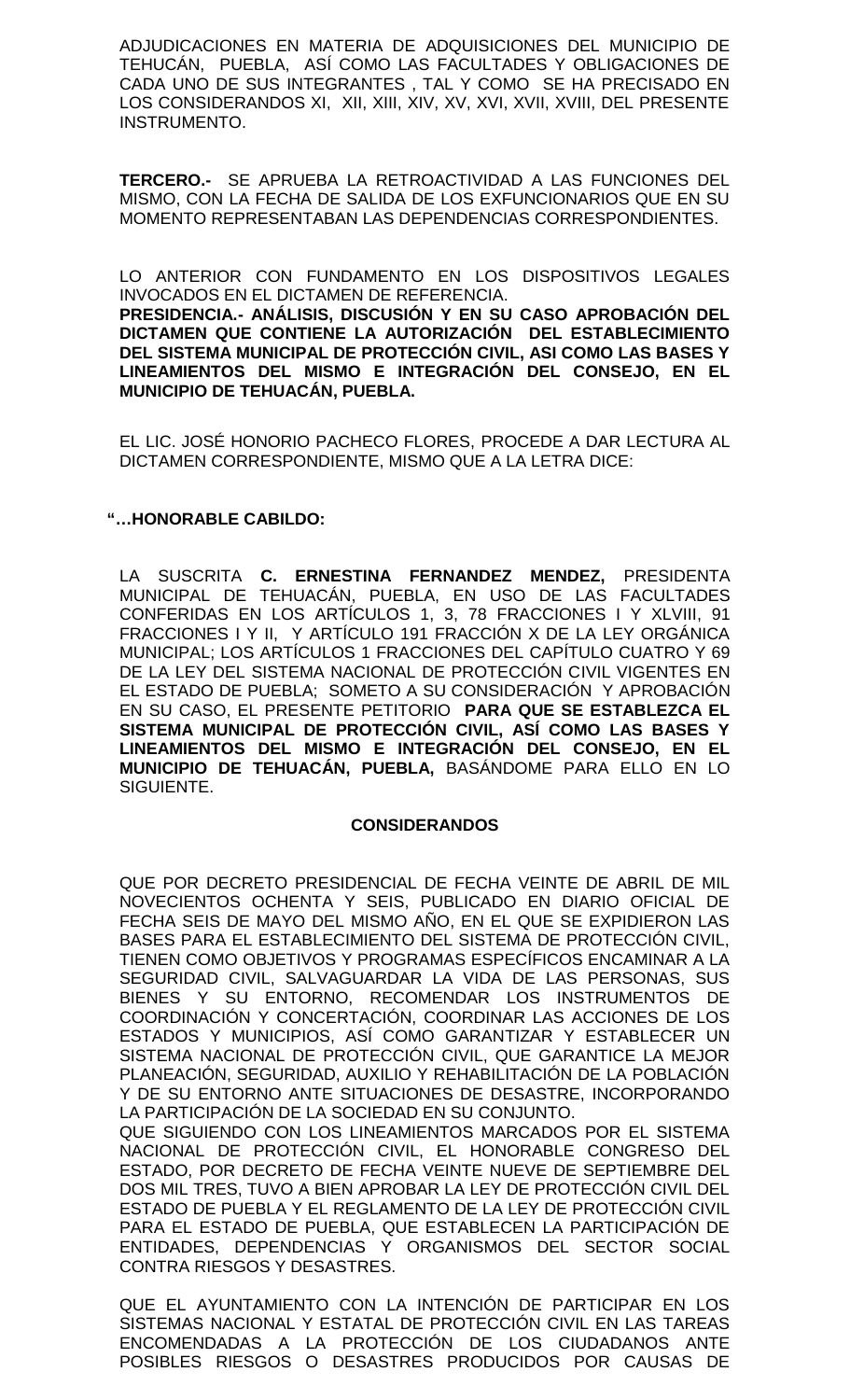ADJUDICACIONES EN MATERIA DE ADQUISICIONES DEL MUNICIPIO DE TEHUCÁN, PUEBLA, ASÍ COMO LAS FACULTADES Y OBLIGACIONES DE CADA UNO DE SUS INTEGRANTES , TAL Y COMO SE HA PRECISADO EN LOS CONSIDERANDOS XI, XII, XIII, XIV, XV, XVI, XVII, XVIII, DEL PRESENTE INSTRUMENTO.

**TERCERO.-** SE APRUEBA LA RETROACTIVIDAD A LAS FUNCIONES DEL MISMO, CON LA FECHA DE SALIDA DE LOS EXFUNCIONARIOS QUE EN SU MOMENTO REPRESENTABAN LAS DEPENDENCIAS CORRESPONDIENTES.

LO ANTERIOR CON FUNDAMENTO EN LOS DISPOSITIVOS LEGALES INVOCADOS EN EL DICTAMEN DE REFERENCIA.

**PRESIDENCIA.- ANÁLISIS, DISCUSIÓN Y EN SU CASO APROBACIÓN DEL DICTAMEN QUE CONTIENE LA AUTORIZACIÓN DEL ESTABLECIMIENTO DEL SISTEMA MUNICIPAL DE PROTECCIÓN CIVIL, ASI COMO LAS BASES Y LINEAMIENTOS DEL MISMO E INTEGRACIÓN DEL CONSEJO, EN EL MUNICIPIO DE TEHUACÁN, PUEBLA.**

EL LIC. JOSÉ HONORIO PACHECO FLORES, PROCEDE A DAR LECTURA AL DICTAMEN CORRESPONDIENTE, MISMO QUE A LA LETRA DICE:

**"…HONORABLE CABILDO:**

LA SUSCRITA **C. ERNESTINA FERNANDEZ MENDEZ,** PRESIDENTA MUNICIPAL DE TEHUACÁN, PUEBLA, EN USO DE LAS FACULTADES CONFERIDAS EN LOS ARTÍCULOS 1, 3, 78 FRACCIONES I Y XLVIII, 91 FRACCIONES I Y II, Y ARTÍCULO 191 FRACCIÓN X DE LA LEY ORGÁNICA MUNICIPAL; LOS ARTÍCULOS 1 FRACCIONES DEL CAPÍTULO CUATRO Y 69 DE LA LEY DEL SISTEMA NACIONAL DE PROTECCIÓN CIVIL VIGENTES EN EL ESTADO DE PUEBLA; SOMETO A SU CONSIDERACIÓN Y APROBACIÓN EN SU CASO, EL PRESENTE PETITORIO **PARA QUE SE ESTABLEZCA EL SISTEMA MUNICIPAL DE PROTECCIÓN CIVIL, ASÍ COMO LAS BASES Y LINEAMIENTOS DEL MISMO E INTEGRACIÓN DEL CONSEJO, EN EL MUNICIPIO DE TEHUACÁN, PUEBLA,** BASÁNDOME PARA ELLO EN LO SIGUIENTE.

**CONSIDERANDOS**

QUE POR DECRETO PRESIDENCIAL DE FECHA VEINTE DE ABRIL DE MIL NOVECIENTOS OCHENTA Y SEIS, PUBLICADO EN DIARIO OFICIAL DE FECHA SEIS DE MAYO DEL MISMO AÑO, EN EL QUE SE EXPIDIERON LAS BASES PARA EL ESTABLECIMIENTO DEL SISTEMA DE PROTECCIÓN CIVIL, TIENEN COMO OBJETIVOS Y PROGRAMAS ESPECÍFICOS ENCAMINAR A LA SEGURIDAD CIVIL, SALVAGUARDAR LA VIDA DE LAS PERSONAS, SUS BIENES Y SU ENTORNO, RECOMENDAR LOS INSTRUMENTOS DE COORDINACIÓN Y CONCERTACIÓN, COORDINAR LAS ACCIONES DE LOS ESTADOS Y MUNICIPIOS, ASÍ COMO GARANTIZAR Y ESTABLECER UN SISTEMA NACIONAL DE PROTECCIÓN CIVIL, QUE GARANTICE LA MEJOR PLANEACIÓN, SEGURIDAD, AUXILIO Y REHABILITACIÓN DE LA POBLACIÓN Y DE SU ENTORNO ANTE SITUACIONES DE DESASTRE, INCORPORANDO LA PARTICIPACIÓN DE LA SOCIEDAD EN SU CONJUNTO.

QUE SIGUIENDO CON LOS LINEAMIENTOS MARCADOS POR EL SISTEMA NACIONAL DE PROTECCIÓN CIVIL, EL HONORABLE CONGRESO DEL ESTADO, POR DECRETO DE FECHA VEINTE NUEVE DE SEPTIEMBRE DEL DOS MIL TRES, TUVO A BIEN APROBAR LA LEY DE PROTECCIÓN CIVIL DEL ESTADO DE PUEBLA Y EL REGLAMENTO DE LA LEY DE PROTECCIÓN CIVIL PARA EL ESTADO DE PUEBLA, QUE ESTABLECEN LA PARTICIPACIÓN DE ENTIDADES, DEPENDENCIAS Y ORGANISMOS DEL SECTOR SOCIAL CONTRA RIESGOS Y DESASTRES.

QUE EL AYUNTAMIENTO CON LA INTENCIÓN DE PARTICIPAR EN LOS SISTEMAS NACIONAL Y ESTATAL DE PROTECCIÓN CIVIL EN LAS TAREAS ENCOMENDADAS A LA PROTECCIÓN DE LOS CIUDADANOS ANTE POSIBLES RIESGOS O DESASTRES PRODUCIDOS POR CAUSAS DE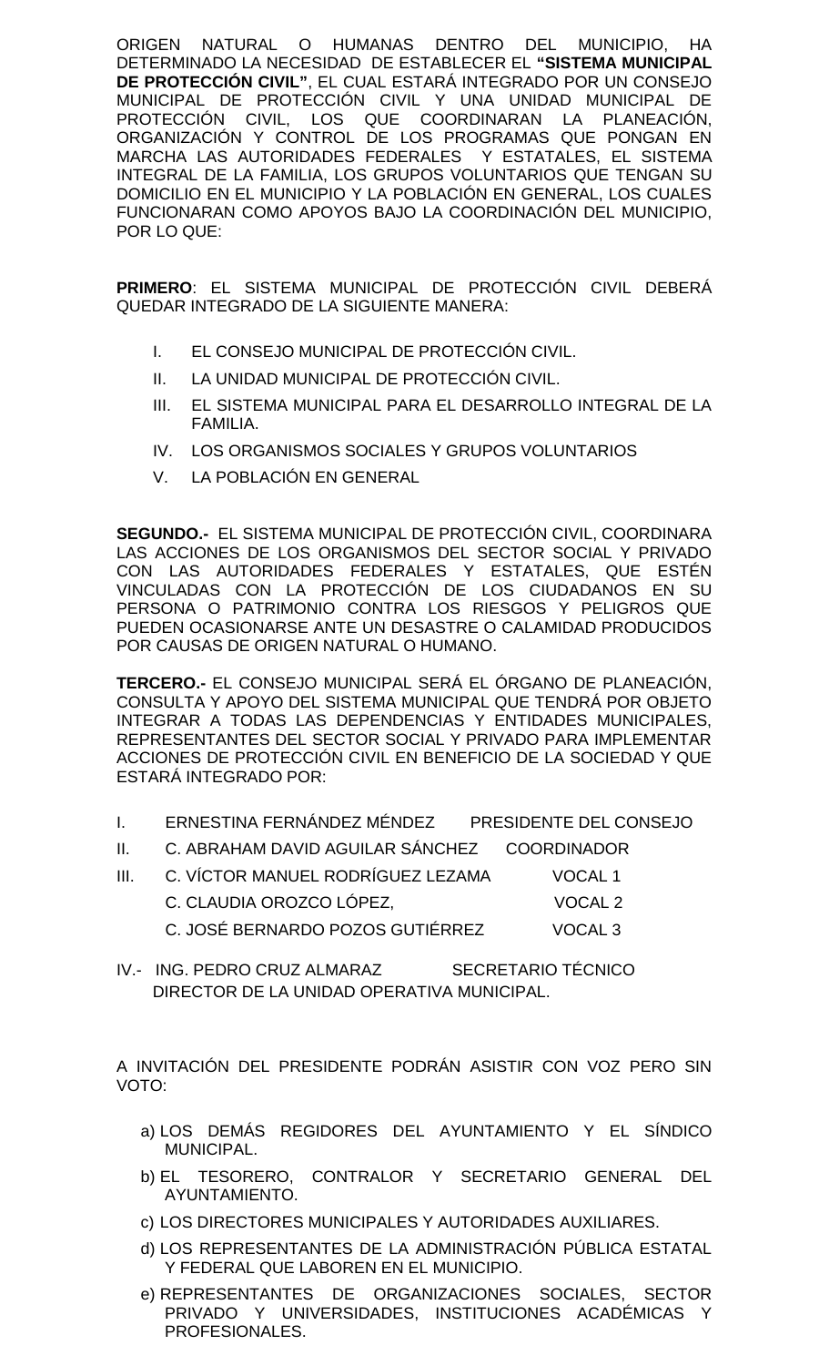ORIGEN NATURAL O HUMANAS DENTRO DEL MUNICIPIO, HA DETERMINADO LA NECESIDAD DE ESTABLECER EL **"SISTEMA MUNICIPAL DE PROTECCIÓN CIVIL"**, EL CUAL ESTARÁ INTEGRADO POR UN CONSEJO MUNICIPAL DE PROTECCIÓN CIVIL Y UNA UNIDAD MUNICIPAL DE PROTECCIÓN CIVIL, LOS QUE COORDINARAN LA PLANEACIÓN, ORGANIZACIÓN Y CONTROL DE LOS PROGRAMAS QUE PONGAN EN MARCHA LAS AUTORIDADES FEDERALES Y ESTATALES, EL SISTEMA INTEGRAL DE LA FAMILIA, LOS GRUPOS VOLUNTARIOS QUE TENGAN SU DOMICILIO EN EL MUNICIPIO Y LA POBLACIÓN EN GENERAL, LOS CUALES FUNCIONARAN COMO APOYOS BAJO LA COORDINACIÓN DEL MUNICIPIO, POR LO QUE:

**PRIMERO**: EL SISTEMA MUNICIPAL DE PROTECCIÓN CIVIL DEBERÁ QUEDAR INTEGRADO DE LA SIGUIENTE MANERA:

I. EL CONSEJO MUNICIPAL DE PROTECCIÓN CIVIL.

II. LA UNIDAD MUNICIPAL DE PROTECCIÓN CIVIL.

III. EL SISTEMA MUNICIPAL PARA EL DESARROLLO INTEGRAL DE LA FAMILIA.

IV. LOS ORGANISMOS SOCIALES Y GRUPOS VOLUNTARIOS

V. LA POBLACIÓN EN GENERAL

**SEGUNDO.-** EL SISTEMA MUNICIPAL DE PROTECCIÓN CIVIL, COORDINARA LAS ACCIONES DE LOS ORGANISMOS DEL SECTOR SOCIAL Y PRIVADO CON LAS AUTORIDADES FEDERALES Y ESTATALES, QUE ESTÉN VINCULADAS CON LA PROTECCIÓN DE LOS CIUDADANOS EN SU PERSONA O PATRIMONIO CONTRA LOS RIESGOS Y PELIGROS QUE PUEDEN OCASIONARSE ANTE UN DESASTRE O CALAMIDAD PRODUCIDOS POR CAUSAS DE ORIGEN NATURAL O HUMANO.

**TERCERO.-** EL CONSEJO MUNICIPAL SERÁ EL ÓRGANO DE PLANEACIÓN, CONSULTA Y APOYO DEL SISTEMA MUNICIPAL QUE TENDRÁ POR OBJETO INTEGRAR A TODAS LAS DEPENDENCIAS Y ENTIDADES MUNICIPALES, REPRESENTANTES DEL SECTOR SOCIAL Y PRIVADO PARA IMPLEMENTAR ACCIONES DE PROTECCIÓN CIVIL EN BENEFICIO DE LA SOCIEDAD Y QUE ESTARÁ INTEGRADO POR:

| | | |
|---|---|---|
| I. | ERNESTINA FERNÁNDEZ MÉNDEZ | PRESIDENTE DEL CONSEJO |
| II. | C. ABRAHAM DAVID AGUILAR SÁNCHEZ | COORDINADOR |
| III. | C. VÍCTOR MANUEL RODRÍGUEZ LEZAMA | VOCAL 1 |
| | C. CLAUDIA OROZCO LÓPEZ, | VOCAL 2 |
| | C. JOSÉ BERNARDO POZOS GUTIÉRREZ | VOCAL 3 |

IV.- ING. PEDRO CRUZ ALMARAZ SECRETARIO TÉCNICO
DIRECTOR DE LA UNIDAD OPERATIVA MUNICIPAL.

A INVITACIÓN DEL PRESIDENTE PODRÁN ASISTIR CON VOZ PERO SIN VOTO:

a) LOS DEMÁS REGIDORES DEL AYUNTAMIENTO Y EL SÍNDICO MUNICIPAL.

b) EL TESORERO, CONTRALOR Y SECRETARIO GENERAL DEL AYUNTAMIENTO.

c) LOS DIRECTORES MUNICIPALES Y AUTORIDADES AUXILIARES.

d) LOS REPRESENTANTES DE LA ADMINISTRACIÓN PÚBLICA ESTATAL Y FEDERAL QUE LABOREN EN EL MUNICIPIO.

e) REPRESENTANTES DE ORGANIZACIONES SOCIALES, SECTOR PRIVADO Y UNIVERSIDADES, INSTITUCIONES ACADÉMICAS Y PROFESIONALES.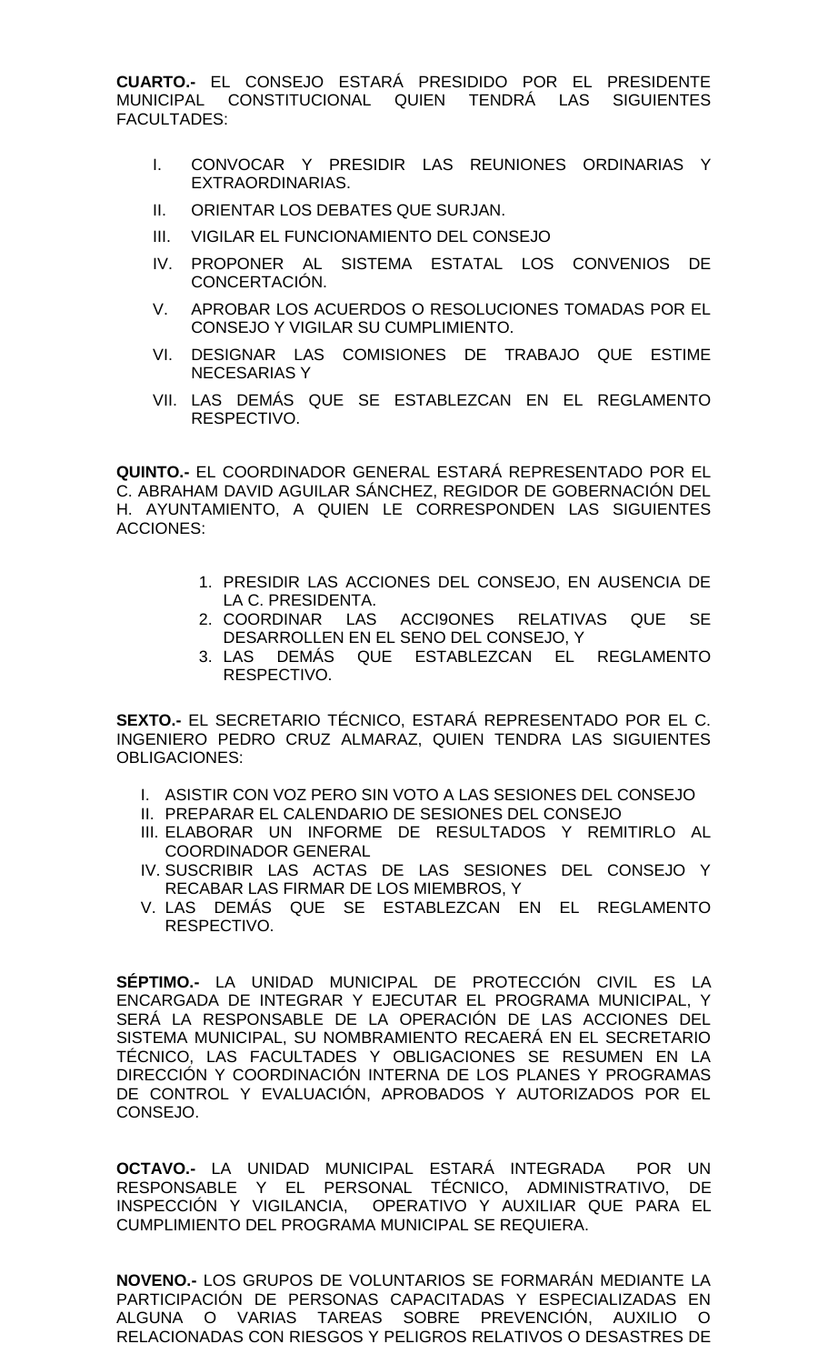**CUARTO.-** EL CONSEJO ESTARÁ PRESIDIDO POR EL PRESIDENTE MUNICIPAL CONSTITUCIONAL QUIEN TENDRÁ LAS SIGUIENTES FACULTADES:

I. CONVOCAR Y PRESIDIR LAS REUNIONES ORDINARIAS Y EXTRAORDINARIAS.
II. ORIENTAR LOS DEBATES QUE SURJAN.
III. VIGILAR EL FUNCIONAMIENTO DEL CONSEJO
IV. PROPONER AL SISTEMA ESTATAL LOS CONVENIOS DE CONCERTACIÓN.
V. APROBAR LOS ACUERDOS O RESOLUCIONES TOMADAS POR EL CONSEJO Y VIGILAR SU CUMPLIMIENTO.
VI. DESIGNAR LAS COMISIONES DE TRABAJO QUE ESTIME NECESARIAS Y
VII. LAS DEMÁS QUE SE ESTABLEZCAN EN EL REGLAMENTO RESPECTIVO.

**QUINTO.-** EL COORDINADOR GENERAL ESTARÁ REPRESENTADO POR EL C. ABRAHAM DAVID AGUILAR SÁNCHEZ, REGIDOR DE GOBERNACIÓN DEL H. AYUNTAMIENTO, A QUIEN LE CORRESPONDEN LAS SIGUIENTES ACCIONES:

1. PRESIDIR LAS ACCIONES DEL CONSEJO, EN AUSENCIA DE LA C. PRESIDENTA.
2. COORDINAR LAS ACCI9ONES RELATIVAS QUE SE DESARROLLEN EN EL SENO DEL CONSEJO, Y
3. LAS DEMÁS QUE ESTABLEZCAN EL REGLAMENTO RESPECTIVO.

**SEXTO.-** EL SECRETARIO TÉCNICO, ESTARÁ REPRESENTADO POR EL C. INGENIERO PEDRO CRUZ ALMARAZ, QUIEN TENDRA LAS SIGUIENTES OBLIGACIONES:

I. ASISTIR CON VOZ PERO SIN VOTO A LAS SESIONES DEL CONSEJO
II. PREPARAR EL CALENDARIO DE SESIONES DEL CONSEJO
III. ELABORAR UN INFORME DE RESULTADOS Y REMITIRLO AL COORDINADOR GENERAL
IV. SUSCRIBIR LAS ACTAS DE LAS SESIONES DEL CONSEJO Y RECABAR LAS FIRMAR DE LOS MIEMBROS, Y
V. LAS DEMÁS QUE SE ESTABLEZCAN EN EL REGLAMENTO RESPECTIVO.

**SÉPTIMO.-** LA UNIDAD MUNICIPAL DE PROTECCIÓN CIVIL ES LA ENCARGADA DE INTEGRAR Y EJECUTAR EL PROGRAMA MUNICIPAL, Y SERÁ LA RESPONSABLE DE LA OPERACIÓN DE LAS ACCIONES DEL SISTEMA MUNICIPAL, SU NOMBRAMIENTO RECAERÁ EN EL SECRETARIO TÉCNICO, LAS FACULTADES Y OBLIGACIONES SE RESUMEN EN LA DIRECCIÓN Y COORDINACIÓN INTERNA DE LOS PLANES Y PROGRAMAS DE CONTROL Y EVALUACIÓN, APROBADOS Y AUTORIZADOS POR EL CONSEJO.

**OCTAVO.-** LA UNIDAD MUNICIPAL ESTARÁ INTEGRADA POR UN RESPONSABLE Y EL PERSONAL TÉCNICO, ADMINISTRATIVO, DE INSPECCIÓN Y VIGILANCIA, OPERATIVO Y AUXILIAR QUE PARA EL CUMPLIMIENTO DEL PROGRAMA MUNICIPAL SE REQUIERA.

**NOVENO.-** LOS GRUPOS DE VOLUNTARIOS SE FORMARÁN MEDIANTE LA PARTICIPACIÓN DE PERSONAS CAPACITADAS Y ESPECIALIZADAS EN ALGUNA O VARIAS TAREAS SOBRE PREVENCIÓN, AUXILIO O RELACIONADAS CON RIESGOS Y PELIGROS RELATIVOS O DESASTRES DE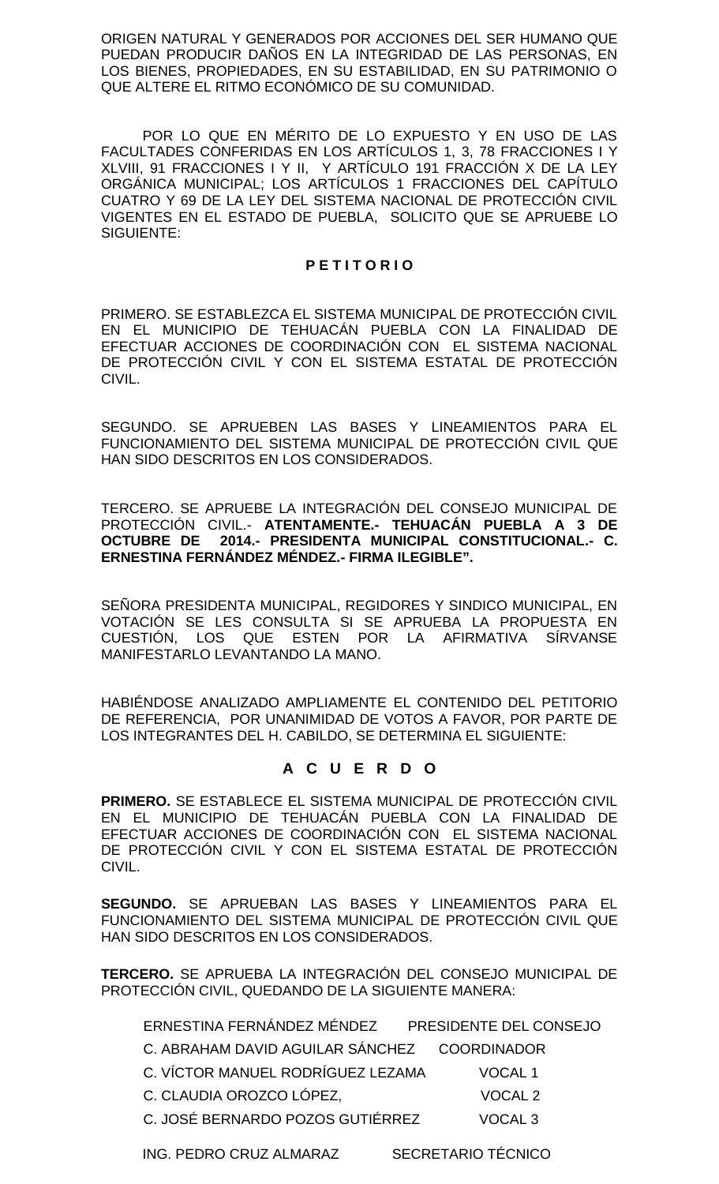ORIGEN NATURAL Y GENERADOS POR ACCIONES DEL SER HUMANO QUE PUEDAN PRODUCIR DAÑOS EN LA INTEGRIDAD DE LAS PERSONAS, EN LOS BIENES, PROPIEDADES, EN SU ESTABILIDAD, EN SU PATRIMONIO O QUE ALTERE EL RITMO ECONÓMICO DE SU COMUNIDAD.

POR LO QUE EN MÉRITO DE LO EXPUESTO Y EN USO DE LAS FACULTADES CONFERIDAS EN LOS ARTÍCULOS 1, 3, 78 FRACCIONES I Y XLVIII, 91 FRACCIONES I Y II, Y ARTÍCULO 191 FRACCIÓN X DE LA LEY ORGÁNICA MUNICIPAL; LOS ARTÍCULOS 1 FRACCIONES DEL CAPÍTULO CUATRO Y 69 DE LA LEY DEL SISTEMA NACIONAL DE PROTECCIÓN CIVIL VIGENTES EN EL ESTADO DE PUEBLA, SOLICITO QUE SE APRUEBE LO SIGUIENTE:

**P E T I T O R I O**

PRIMERO. SE ESTABLEZCA EL SISTEMA MUNICIPAL DE PROTECCIÓN CIVIL EN EL MUNICIPIO DE TEHUACÁN PUEBLA CON LA FINALIDAD DE EFECTUAR ACCIONES DE COORDINACIÓN CON EL SISTEMA NACIONAL DE PROTECCIÓN CIVIL Y CON EL SISTEMA ESTATAL DE PROTECCIÓN CIVIL.

SEGUNDO. SE APRUEBEN LAS BASES Y LINEAMIENTOS PARA EL FUNCIONAMIENTO DEL SISTEMA MUNICIPAL DE PROTECCIÓN CIVIL QUE HAN SIDO DESCRITOS EN LOS CONSIDERADOS.

TERCERO. SE APRUEBE LA INTEGRACIÓN DEL CONSEJO MUNICIPAL DE PROTECCIÓN CIVIL.- **ATENTAMENTE.- TEHUACÁN PUEBLA A 3 DE OCTUBRE DE 2014.- PRESIDENTA MUNICIPAL CONSTITUCIONAL.- C. ERNESTINA FERNÁNDEZ MÉNDEZ.- FIRMA ILEGIBLE".**

SEÑORA PRESIDENTA MUNICIPAL, REGIDORES Y SINDICO MUNICIPAL, EN VOTACIÓN SE LES CONSULTA SI SE APRUEBA LA PROPUESTA EN CUESTIÓN, LOS QUE ESTEN POR LA AFIRMATIVA SÍRVANSE MANIFESTARLO LEVANTANDO LA MANO.

HABIÉNDOSE ANALIZADO AMPLIAMENTE EL CONTENIDO DEL PETITORIO DE REFERENCIA, POR UNANIMIDAD DE VOTOS A FAVOR, POR PARTE DE LOS INTEGRANTES DEL H. CABILDO, SE DETERMINA EL SIGUIENTE:

**A C U E R D O**

**PRIMERO.** SE ESTABLECE EL SISTEMA MUNICIPAL DE PROTECCIÓN CIVIL EN EL MUNICIPIO DE TEHUACÁN PUEBLA CON LA FINALIDAD DE EFECTUAR ACCIONES DE COORDINACIÓN CON EL SISTEMA NACIONAL DE PROTECCIÓN CIVIL Y CON EL SISTEMA ESTATAL DE PROTECCIÓN CIVIL.

**SEGUNDO.** SE APRUEBAN LAS BASES Y LINEAMIENTOS PARA EL FUNCIONAMIENTO DEL SISTEMA MUNICIPAL DE PROTECCIÓN CIVIL QUE HAN SIDO DESCRITOS EN LOS CONSIDERADOS.

**TERCERO.** SE APRUEBA LA INTEGRACIÓN DEL CONSEJO MUNICIPAL DE PROTECCIÓN CIVIL, QUEDANDO DE LA SIGUIENTE MANERA:

| | |
|---|---|
| ERNESTINA FERNÁNDEZ MÉNDEZ | PRESIDENTE DEL CONSEJO |
| C. ABRAHAM DAVID AGUILAR SÁNCHEZ | COORDINADOR |
| C. VÍCTOR MANUEL RODRÍGUEZ LEZAMA | VOCAL 1 |
| C. CLAUDIA OROZCO LÓPEZ, | VOCAL 2 |
| C. JOSÉ BERNARDO POZOS GUTIÉRREZ | VOCAL 3 |
| ING. PEDRO CRUZ ALMARAZ | SECRETARIO TÉCNICO |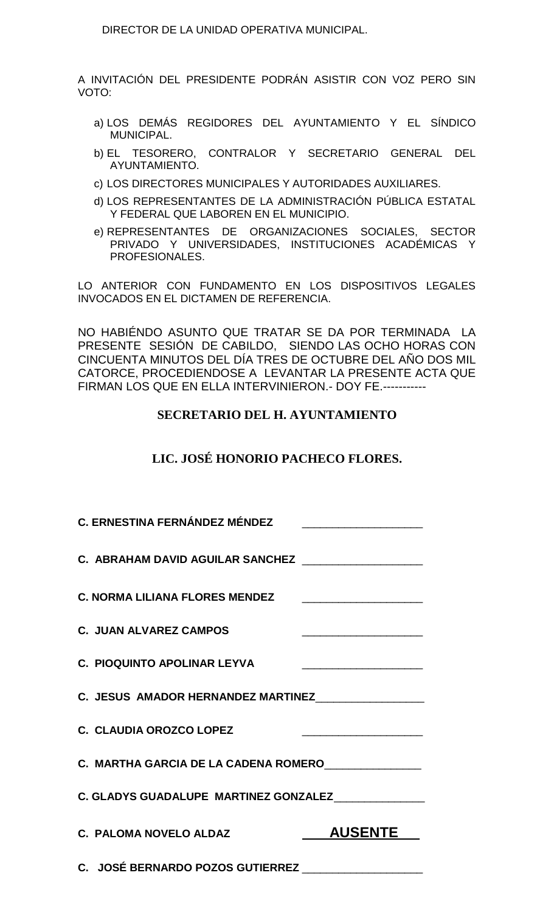DIRECTOR DE LA UNIDAD OPERATIVA MUNICIPAL.

A INVITACIÓN DEL PRESIDENTE PODRÁN ASISTIR CON VOZ PERO SIN VOTO:

a) LOS DEMÁS REGIDORES DEL AYUNTAMIENTO Y EL SÍNDICO MUNICIPAL.
b) EL TESORERO, CONTRALOR Y SECRETARIO GENERAL DEL AYUNTAMIENTO.
c) LOS DIRECTORES MUNICIPALES Y AUTORIDADES AUXILIARES.
d) LOS REPRESENTANTES DE LA ADMINISTRACIÓN PÚBLICA ESTATAL Y FEDERAL QUE LABOREN EN EL MUNICIPIO.
e) REPRESENTANTES DE ORGANIZACIONES SOCIALES, SECTOR PRIVADO Y UNIVERSIDADES, INSTITUCIONES ACADÉMICAS Y PROFESIONALES.

LO ANTERIOR CON FUNDAMENTO EN LOS DISPOSITIVOS LEGALES INVOCADOS EN EL DICTAMEN DE REFERENCIA.

NO HABIÉNDO ASUNTO QUE TRATAR SE DA POR TERMINADA LA PRESENTE SESIÓN DE CABILDO, SIENDO LAS OCHO HORAS CON CINCUENTA MINUTOS DEL DÍA TRES DE OCTUBRE DEL AÑO DOS MIL CATORCE, PROCEDIENDOSE A LEVANTAR LA PRESENTE ACTA QUE FIRMAN LOS QUE EN ELLA INTERVINIERON.- DOY FE.-----------

**SECRETARIO DEL H. AYUNTAMIENTO**

**LIC. JOSÉ HONORIO PACHECO FLORES.**

**C. ERNESTINA FERNÁNDEZ MÉNDEZ** ____________________

**C. ABRAHAM DAVID AGUILAR SANCHEZ** ____________________

**C. NORMA LILIANA FLORES MENDEZ** ____________________

**C. JUAN ALVAREZ CAMPOS** ____________________

**C. PIOQUINTO APOLINAR LEYVA** ____________________

**C. JESUS AMADOR HERNANDEZ MARTINEZ** __________________

**C. CLAUDIA OROZCO LOPEZ** ____________________

**C. MARTHA GARCIA DE LA CADENA ROMERO** ________________

**C. GLADYS GUADALUPE MARTINEZ GONZALEZ** _______________

**C. PALOMA NOVELO ALDAZ** **AUSENTE**

**C. JOSÉ BERNARDO POZOS GUTIERREZ** ____________________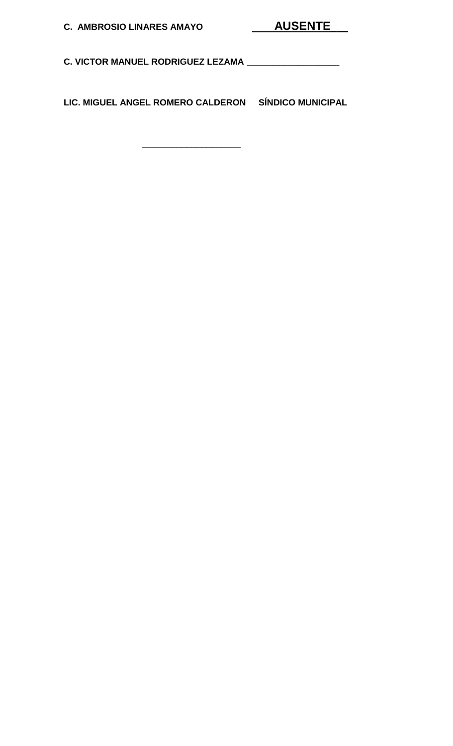**C. AMBROSIO LINARES AMAYO** **AUSENTE**

**C. VICTOR MANUEL RODRIGUEZ LEZAMA** ___________________

**LIC. MIGUEL ANGEL ROMERO CALDERON SÍNDICO MUNICIPAL**

_____________________